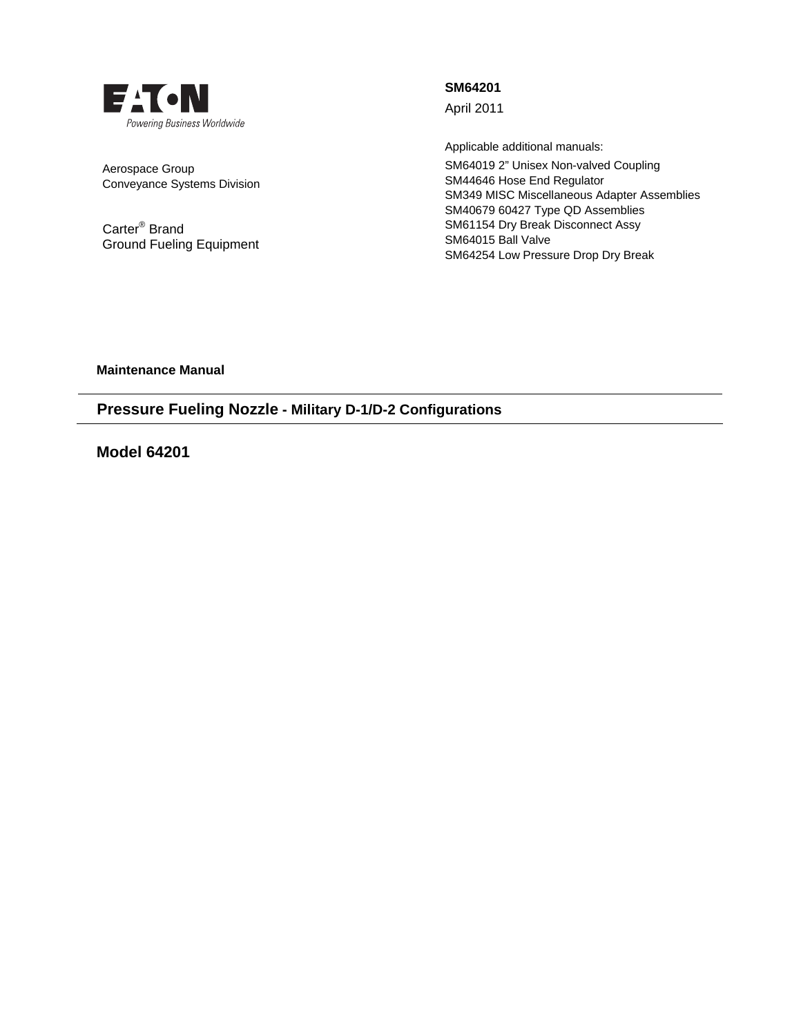EATON

*Powering Business Worldwide*

Aerospace Group
Conveyance Systems Division

Carter® Brand
Ground Fueling Equipment

**SM64201**

April 2011

Applicable additional manuals:

SM64019 2” Unisex Non-valved Coupling
SM44646 Hose End Regulator
SM349 MISC Miscellaneous Adapter Assemblies
SM40679 60427 Type QD Assemblies
SM61154 Dry Break Disconnect Assy
SM64015 Ball Valve
SM64254 Low Pressure Drop Dry Break

**Maintenance Manual**

# Pressure Fueling Nozzle - Military D-1/D-2 Configurations

## Model 64201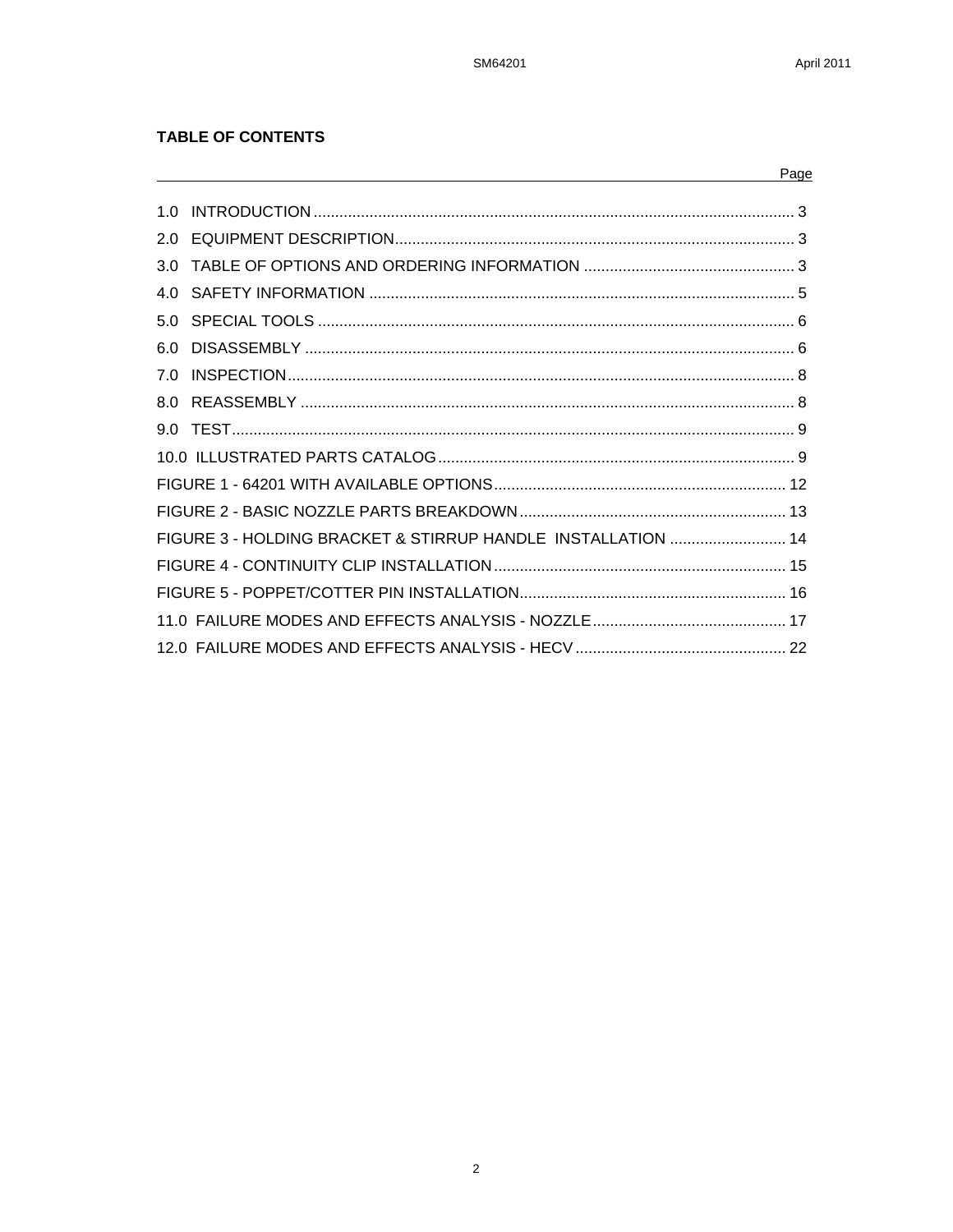## TABLE OF CONTENTS

| | Page |
|---|---|
| 1.0 INTRODUCTION | 3 |
| 2.0 EQUIPMENT DESCRIPTION | 3 |
| 3.0 TABLE OF OPTIONS AND ORDERING INFORMATION | 3 |
| 4.0 SAFETY INFORMATION | 5 |
| 5.0 SPECIAL TOOLS | 6 |
| 6.0 DISASSEMBLY | 6 |
| 7.0 INSPECTION | 8 |
| 8.0 REASSEMBLY | 8 |
| 9.0 TEST | 9 |
| 10.0 ILLUSTRATED PARTS CATALOG | 9 |
| FIGURE 1 - 64201 WITH AVAILABLE OPTIONS | 12 |
| FIGURE 2 - BASIC NOZZLE PARTS BREAKDOWN | 13 |
| FIGURE 3 - HOLDING BRACKET & STIRRUP HANDLE INSTALLATION | 14 |
| FIGURE 4 - CONTINUITY CLIP INSTALLATION | 15 |
| FIGURE 5 - POPPET/COTTER PIN INSTALLATION | 16 |
| 11.0 FAILURE MODES AND EFFECTS ANALYSIS - NOZZLE | 17 |
| 12.0 FAILURE MODES AND EFFECTS ANALYSIS - HECV | 22 |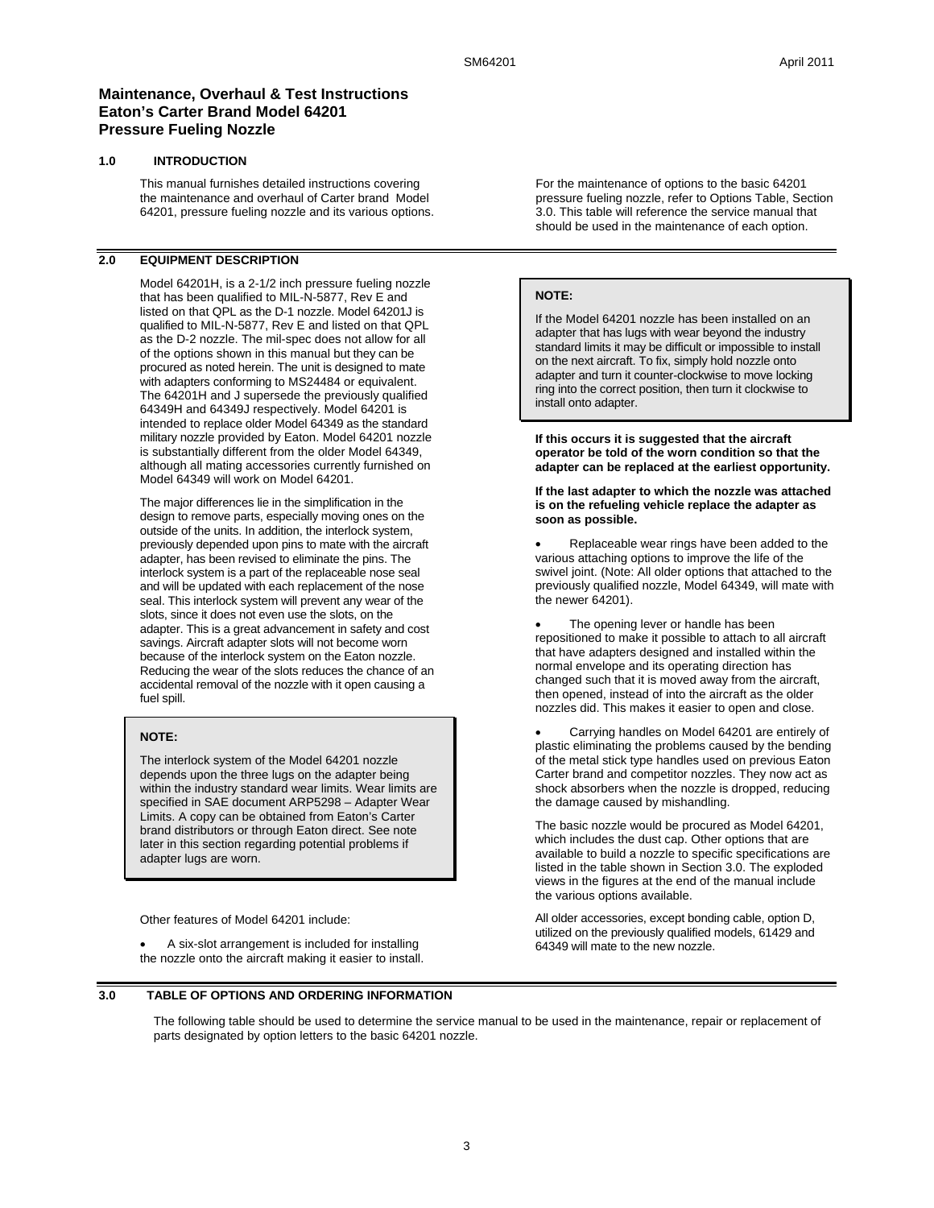# Maintenance, Overhaul & Test Instructions Eaton's Carter Brand Model 64201 Pressure Fueling Nozzle

## 1.0 INTRODUCTION

This manual furnishes detailed instructions covering the maintenance and overhaul of Carter brand Model 64201, pressure fueling nozzle and its various options.

For the maintenance of options to the basic 64201 pressure fueling nozzle, refer to Options Table, Section 3.0. This table will reference the service manual that should be used in the maintenance of each option.

## 2.0 EQUIPMENT DESCRIPTION

Model 64201H, is a 2-1/2 inch pressure fueling nozzle that has been qualified to MIL-N-5877, Rev E and listed on that QPL as the D-1 nozzle. Model 64201J is qualified to MIL-N-5877, Rev E and listed on that QPL as the D-2 nozzle. The mil-spec does not allow for all of the options shown in this manual but they can be procured as noted herein. The unit is designed to mate with adapters conforming to MS24484 or equivalent. The 64201H and J supersede the previously qualified 64349H and 64349J respectively. Model 64201 is intended to replace older Model 64349 as the standard military nozzle provided by Eaton. Model 64201 nozzle is substantially different from the older Model 64349, although all mating accessories currently furnished on Model 64349 will work on Model 64201.

The major differences lie in the simplification in the design to remove parts, especially moving ones on the outside of the units. In addition, the interlock system, previously depended upon pins to mate with the aircraft adapter, has been revised to eliminate the pins. The interlock system is a part of the replaceable nose seal and will be updated with each replacement of the nose seal. This interlock system will prevent any wear of the slots, since it does not even use the slots, on the adapter. This is a great advancement in safety and cost savings. Aircraft adapter slots will not become worn because of the interlock system on the Eaton nozzle. Reducing the wear of the slots reduces the chance of an accidental removal of the nozzle with it open causing a fuel spill.

> **NOTE:**
>
> The interlock system of the Model 64201 nozzle depends upon the three lugs on the adapter being within the industry standard wear limits. Wear limits are specified in SAE document ARP5298 – Adapter Wear Limits. A copy can be obtained from Eaton's Carter brand distributors or through Eaton direct. See note later in this section regarding potential problems if adapter lugs are worn.

Other features of Model 64201 include:

- A six-slot arrangement is included for installing the nozzle onto the aircraft making it easier to install.

> **NOTE:**
>
> If the Model 64201 nozzle has been installed on an adapter that has lugs with wear beyond the industry standard limits it may be difficult or impossible to install on the next aircraft. To fix, simply hold nozzle onto adapter and turn it counter-clockwise to move locking ring into the correct position, then turn it clockwise to install onto adapter.

**If this occurs it is suggested that the aircraft operator be told of the worn condition so that the adapter can be replaced at the earliest opportunity.**

**If the last adapter to which the nozzle was attached is on the refueling vehicle replace the adapter as soon as possible.**

- Replaceable wear rings have been added to the various attaching options to improve the life of the swivel joint. (Note: All older options that attached to the previously qualified nozzle, Model 64349, will mate with the newer 64201).
- The opening lever or handle has been repositioned to make it possible to attach to all aircraft that have adapters designed and installed within the normal envelope and its operating direction has changed such that it is moved away from the aircraft, then opened, instead of into the aircraft as the older nozzles did. This makes it easier to open and close.
- Carrying handles on Model 64201 are entirely of plastic eliminating the problems caused by the bending of the metal stick type handles used on previous Eaton Carter brand and competitor nozzles. They now act as shock absorbers when the nozzle is dropped, reducing the damage caused by mishandling.

The basic nozzle would be procured as Model 64201, which includes the dust cap. Other options that are available to build a nozzle to specific specifications are listed in the table shown in Section 3.0. The exploded views in the figures at the end of the manual include the various options available.

All older accessories, except bonding cable, option D, utilized on the previously qualified models, 61429 and 64349 will mate to the new nozzle.

## 3.0 TABLE OF OPTIONS AND ORDERING INFORMATION

The following table should be used to determine the service manual to be used in the maintenance, repair or replacement of parts designated by option letters to the basic 64201 nozzle.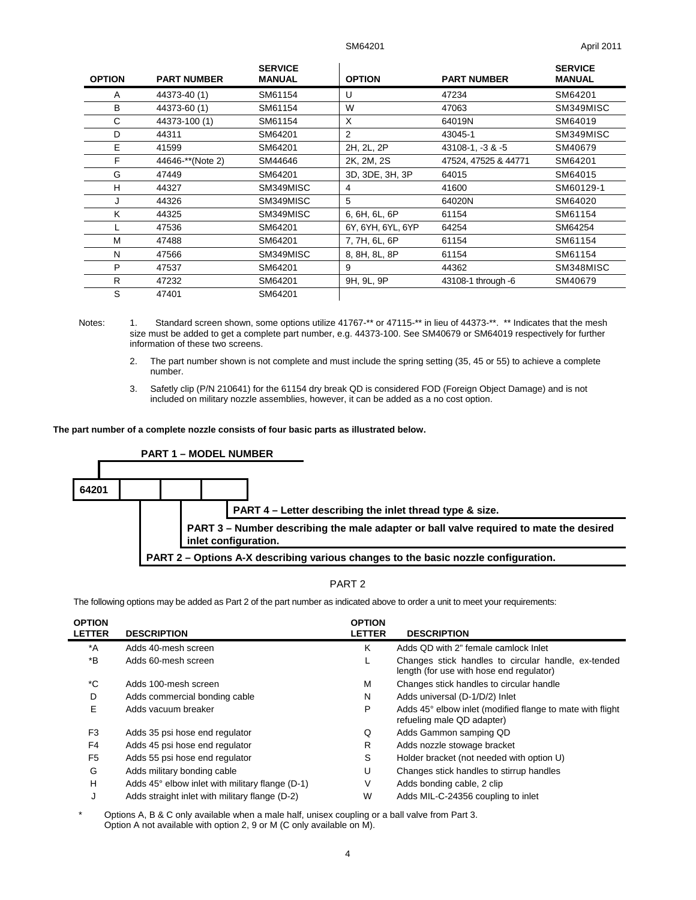| OPTION | PART NUMBER | SERVICE MANUAL | OPTION | PART NUMBER | SERVICE MANUAL |
|---|---|---|---|---|---|
| A | 44373-40 (1) | SM61154 | U | 47234 | SM64201 |
| B | 44373-60 (1) | SM61154 | W | 47063 | SM349MISC |
| C | 44373-100 (1) | SM61154 | X | 64019N | SM64019 |
| D | 44311 | SM64201 | 2 | 43045-1 | SM349MISC |
| E | 41599 | SM64201 | 2H, 2L, 2P | 43108-1, -3 & -5 | SM40679 |
| F | 44646-**(Note 2) | SM44646 | 2K, 2M, 2S | 47524, 47525 & 44771 | SM64201 |
| G | 47449 | SM64201 | 3D, 3DE, 3H, 3P | 64015 | SM64015 |
| H | 44327 | SM349MISC | 4 | 41600 | SM60129-1 |
| J | 44326 | SM349MISC | 5 | 64020N | SM64020 |
| K | 44325 | SM349MISC | 6, 6H, 6L, 6P | 61154 | SM61154 |
| L | 47536 | SM64201 | 6Y, 6YH, 6YL, 6YP | 64254 | SM64254 |
| M | 47488 | SM64201 | 7, 7H, 6L, 6P | 61154 | SM61154 |
| N | 47566 | SM349MISC | 8, 8H, 8L, 8P | 61154 | SM61154 |
| P | 47537 | SM64201 | 9 | 44362 | SM348MISC |
| R | 47232 | SM64201 | 9H, 9L, 9P | 43108-1 through -6 | SM40679 |
| S | 47401 | SM64201 | | | |

Notes:

1. Standard screen shown, some options utilize 41767-** or 47115-** in lieu of 44373-**. ** Indicates that the mesh size must be added to get a complete part number, e.g. 44373-100. See SM40679 or SM64019 respectively for further information of these two screens.
2. The part number shown is not complete and must include the spring setting (35, 45 or 55) to achieve a complete number.
3. Safetly clip (P/N 210641) for the 61154 dry break QD is considered FOD (Foreign Object Damage) and is not included on military nozzle assemblies, however, it can be added as a no cost option.

**The part number of a complete nozzle consists of four basic parts as illustrated below.**

**PART 1 – MODEL NUMBER**

**64201** | | | |

**PART 4 – Letter describing the inlet thread type & size.**

**PART 3 – Number describing the male adapter or ball valve required to mate the desired inlet configuration.**

**PART 2 – Options A-X describing various changes to the basic nozzle configuration.**

## PART 2

The following options may be added as Part 2 of the part number as indicated above to order a unit to meet your requirements:

| OPTION LETTER | DESCRIPTION | OPTION LETTER | DESCRIPTION |
|---|---|---|---|
| *A | Adds 40-mesh screen | K | Adds QD with 2" female camlock Inlet |
| *B | Adds 60-mesh screen | L | Changes stick handles to circular handle, ex-tended length (for use with hose end regulator) |
| *C | Adds 100-mesh screen | M | Changes stick handles to circular handle |
| D | Adds commercial bonding cable | N | Adds universal (D-1/D/2) Inlet |
| E | Adds vacuum breaker | P | Adds 45° elbow inlet (modified flange to mate with flight refueling male QD adapter) |
| F3 | Adds 35 psi hose end regulator | Q | Adds Gammon samping QD |
| F4 | Adds 45 psi hose end regulator | R | Adds nozzle stowage bracket |
| F5 | Adds 55 psi hose end regulator | S | Holder bracket (not needed with option U) |
| G | Adds military bonding cable | U | Changes stick handles to stirrup handles |
| H | Adds 45° elbow inlet with military flange (D-1) | V | Adds bonding cable, 2 clip |
| J | Adds straight inlet with military flange (D-2) | W | Adds MIL-C-24356 coupling to inlet |

\* Options A, B & C only available when a male half, unisex coupling or a ball valve from Part 3.
Option A not available with option 2, 9 or M (C only available on M).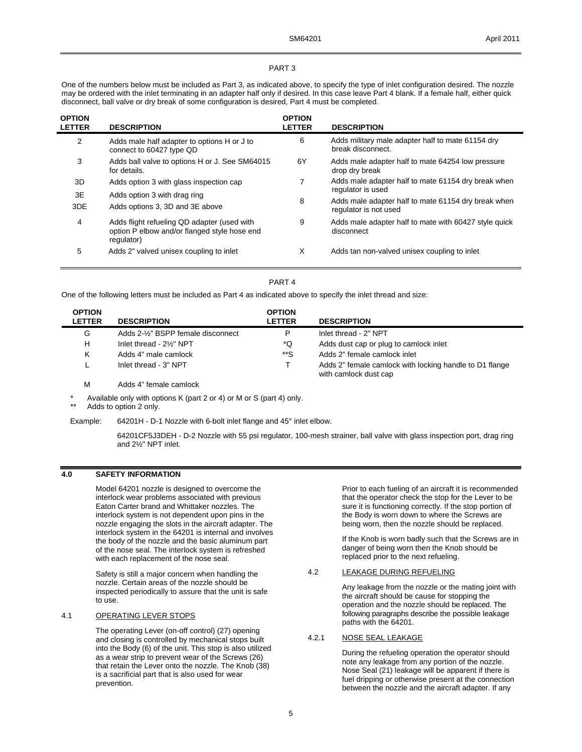## PART 3

One of the numbers below must be included as Part 3, as indicated above, to specify the type of inlet configuration desired. The nozzle may be ordered with the inlet terminating in an adapter half only if desired. In this case leave Part 4 blank. If a female half, either quick disconnect, ball valve or dry break of some configuration is desired, Part 4 must be completed.

| OPTION LETTER | DESCRIPTION | OPTION LETTER | DESCRIPTION |
|---|---|---|---|
| 2 | Adds male half adapter to options H or J to connect to 60427 type QD | 6 | Adds military male adapter half to mate 61154 dry break disconnect. |
| 3 | Adds ball valve to options H or J. See SM64015 for details. | 6Y | Adds male adapter half to mate 64254 low pressure drop dry break |
| 3D | Adds option 3 with glass inspection cap | 7 | Adds male adapter half to mate 61154 dry break when regulator is used |
| 3E | Adds option 3 with drag ring | 8 | Adds male adapter half to mate 61154 dry break when regulator is not used |
| 3DE | Adds options 3, 3D and 3E above | | |
| 4 | Adds flight refueling QD adapter (used with option P elbow and/or flanged style hose end regulator) | 9 | Adds male adapter half to mate with 60427 style quick disconnect |
| 5 | Adds 2" valved unisex coupling to inlet | X | Adds tan non-valved unisex coupling to inlet |

## PART 4

One of the following letters must be included as Part 4 as indicated above to specify the inlet thread and size:

| OPTION LETTER | DESCRIPTION | OPTION LETTER | DESCRIPTION |
|---|---|---|---|
| G | Adds 2-½" BSPP female disconnect | P | Inlet thread - 2" NPT |
| H | Inlet thread - 2½" NPT | *Q | Adds dust cap or plug to camlock inlet |
| K | Adds 4" male camlock | **S | Adds 2" female camlock inlet |
| L | Inlet thread - 3" NPT | T | Adds 2" female camlock with locking handle to D1 flange with camlock dust cap |
| M | Adds 4" female camlock | | |

\* Available only with options K (part 2 or 4) or M or S (part 4) only.

\*\* Adds to option 2 only.

Example: 64201H - D-1 Nozzle with 6-bolt inlet flange and 45° inlet elbow.

64201CF5J3DEH - D-2 Nozzle with 55 psi regulator, 100-mesh strainer, ball valve with glass inspection port, drag ring and 2½" NPT inlet.

## 4.0 SAFETY INFORMATION

Model 64201 nozzle is designed to overcome the interlock wear problems associated with previous Eaton Carter brand and Whittaker nozzles. The interlock system is not dependent upon pins in the nozzle engaging the slots in the aircraft adapter. The interlock system in the 64201 is internal and involves the body of the nozzle and the basic aluminum part of the nose seal. The interlock system is refreshed with each replacement of the nose seal.

Safety is still a major concern when handling the nozzle. Certain areas of the nozzle should be inspected periodically to assure that the unit is safe to use.

### 4.1 OPERATING LEVER STOPS

The operating Lever (on-off control) (27) opening and closing is controlled by mechanical stops built into the Body (6) of the unit. This stop is also utilized as a wear strip to prevent wear of the Screws (26) that retain the Lever onto the nozzle. The Knob (38) is a sacrificial part that is also used for wear prevention.

Prior to each fueling of an aircraft it is recommended that the operator check the stop for the Lever to be sure it is functioning correctly. If the stop portion of the Body is worn down to where the Screws are being worn, then the nozzle should be replaced.

If the Knob is worn badly such that the Screws are in danger of being worn then the Knob should be replaced prior to the next refueling.

### 4.2 LEAKAGE DURING REFUELING

Any leakage from the nozzle or the mating joint with the aircraft should be cause for stopping the operation and the nozzle should be replaced. The following paragraphs describe the possible leakage paths with the 64201.

#### 4.2.1 NOSE SEAL LEAKAGE

During the refueling operation the operator should note any leakage from any portion of the nozzle. Nose Seal (21) leakage will be apparent if there is fuel dripping or otherwise present at the connection between the nozzle and the aircraft adapter. If any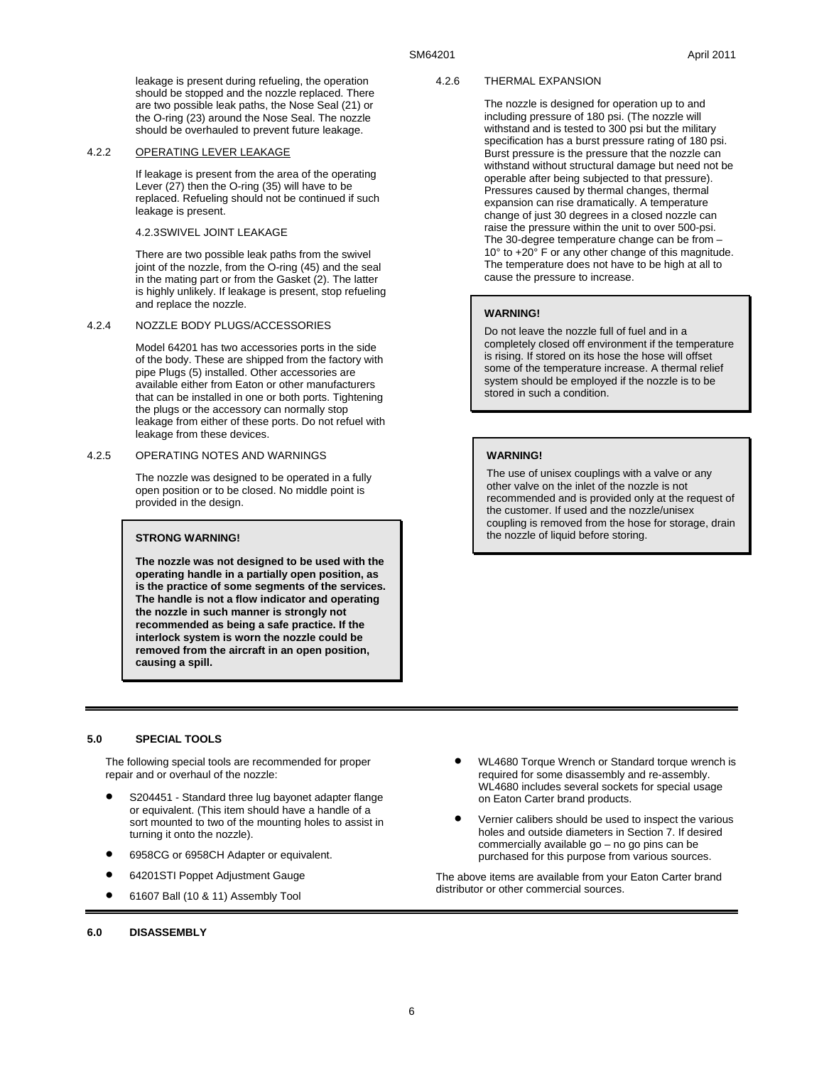leakage is present during refueling, the operation should be stopped and the nozzle replaced. There are two possible leak paths, the Nose Seal (21) or the O-ring (23) around the Nose Seal. The nozzle should be overhauled to prevent future leakage.

4.2.2 OPERATING LEVER LEAKAGE

If leakage is present from the area of the operating Lever (27) then the O-ring (35) will have to be replaced. Refueling should not be continued if such leakage is present.

4.2.3SWIVEL JOINT LEAKAGE

There are two possible leak paths from the swivel joint of the nozzle, from the O-ring (45) and the seal in the mating part or from the Gasket (2). The latter is highly unlikely. If leakage is present, stop refueling and replace the nozzle.

4.2.4 NOZZLE BODY PLUGS/ACCESSORIES

Model 64201 has two accessories ports in the side of the body. These are shipped from the factory with pipe Plugs (5) installed. Other accessories are available either from Eaton or other manufacturers that can be installed in one or both ports. Tightening the plugs or the accessory can normally stop leakage from either of these ports. Do not refuel with leakage from these devices.

4.2.5 OPERATING NOTES AND WARNINGS

The nozzle was designed to be operated in a fully open position or to be closed. No middle point is provided in the design.

> **STRONG WARNING!**
>
> **The nozzle was not designed to be used with the operating handle in a partially open position, as is the practice of some segments of the services. The handle is not a flow indicator and operating the nozzle in such manner is strongly not recommended as being a safe practice. If the interlock system is worn the nozzle could be removed from the aircraft in an open position, causing a spill.**

4.2.6 THERMAL EXPANSION

The nozzle is designed for operation up to and including pressure of 180 psi. (The nozzle will withstand and is tested to 300 psi but the military specification has a burst pressure rating of 180 psi. Burst pressure is the pressure that the nozzle can withstand without structural damage but need not be operable after being subjected to that pressure). Pressures caused by thermal changes, thermal expansion can rise dramatically. A temperature change of just 30 degrees in a closed nozzle can raise the pressure within the unit to over 500-psi. The 30-degree temperature change can be from –10° to +20° F or any other change of this magnitude. The temperature does not have to be high at all to cause the pressure to increase.

> **WARNING!**
>
> Do not leave the nozzle full of fuel and in a completely closed off environment if the temperature is rising. If stored on its hose the hose will offset some of the temperature increase. A thermal relief system should be employed if the nozzle is to be stored in such a condition.

> **WARNING!**
>
> The use of unisex couplings with a valve or any other valve on the inlet of the nozzle is not recommended and is provided only at the request of the customer. If used and the nozzle/unisex coupling is removed from the hose for storage, drain the nozzle of liquid before storing.

## 5.0 SPECIAL TOOLS

The following special tools are recommended for proper repair and or overhaul of the nozzle:

- S204451 - Standard three lug bayonet adapter flange or equivalent. (This item should have a handle of a sort mounted to two of the mounting holes to assist in turning it onto the nozzle).
- 6958CG or 6958CH Adapter or equivalent.
- 64201STI Poppet Adjustment Gauge
- 61607 Ball (10 & 11) Assembly Tool
- WL4680 Torque Wrench or Standard torque wrench is required for some disassembly and re-assembly. WL4680 includes several sockets for special usage on Eaton Carter brand products.
- Vernier calibers should be used to inspect the various holes and outside diameters in Section 7. If desired commercially available go – no go pins can be purchased for this purpose from various sources.

The above items are available from your Eaton Carter brand distributor or other commercial sources.

## 6.0 DISASSEMBLY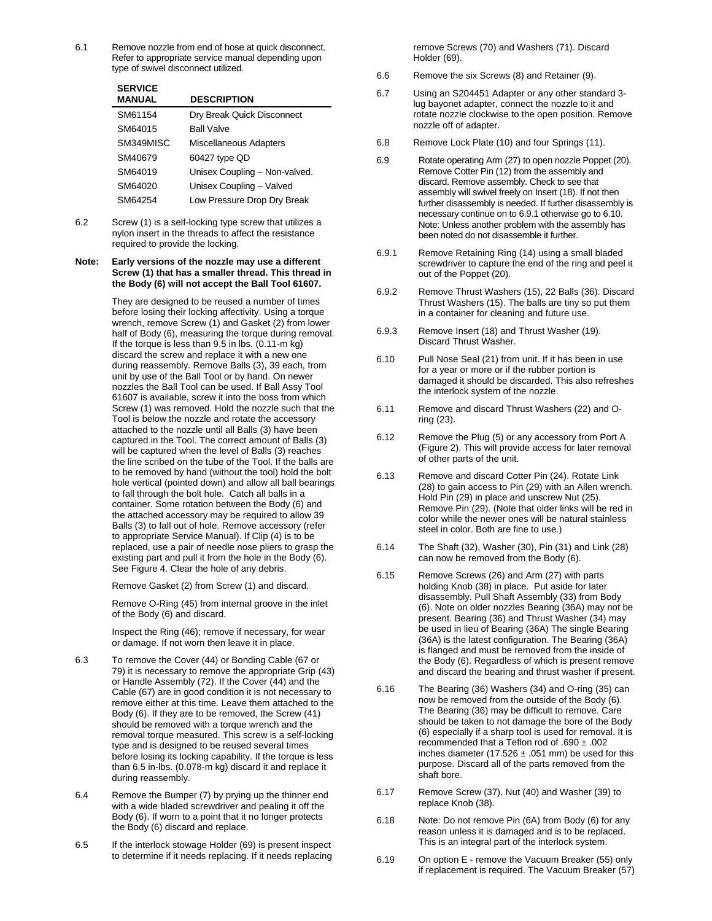6.1 Remove nozzle from end of hose at quick disconnect. Refer to appropriate service manual depending upon type of swivel disconnect utilized.

| SERVICE MANUAL | DESCRIPTION |
|---|---|
| SM61154 | Dry Break Quick Disconnect |
| SM64015 | Ball Valve |
| SM349MISC | Miscellaneous Adapters |
| SM40679 | 60427 type QD |
| SM64019 | Unisex Coupling – Non-valved. |
| SM64020 | Unisex Coupling – Valved |
| SM64254 | Low Pressure Drop Dry Break |

6.2 Screw (1) is a self-locking type screw that utilizes a nylon insert in the threads to affect the resistance required to provide the locking.

**Note: Early versions of the nozzle may use a different Screw (1) that has a smaller thread. This thread in the Body (6) will not accept the Ball Tool 61607.**

They are designed to be reused a number of times before losing their locking affectivity. Using a torque wrench, remove Screw (1) and Gasket (2) from lower half of Body (6), measuring the torque during removal. If the torque is less than 9.5 in lbs. (0.11-m kg) discard the screw and replace it with a new one during reassembly. Remove Balls (3), 39 each, from unit by use of the Ball Tool or by hand. On newer nozzles the Ball Tool can be used. If Ball Assy Tool 61607 is available, screw it into the boss from which Screw (1) was removed. Hold the nozzle such that the Tool is below the nozzle and rotate the accessory attached to the nozzle until all Balls (3) have been captured in the Tool. The correct amount of Balls (3) will be captured when the level of Balls (3) reaches the line scribed on the tube of the Tool. If the balls are to be removed by hand (without the tool) hold the bolt hole vertical (pointed down) and allow all ball bearings to fall through the bolt hole. Catch all balls in a container. Some rotation between the Body (6) and the attached accessory may be required to allow 39 Balls (3) to fall out of hole. Remove accessory (refer to appropriate Service Manual). If Clip (4) is to be replaced, use a pair of needle nose pliers to grasp the existing part and pull it from the hole in the Body (6). See Figure 4. Clear the hole of any debris.

Remove Gasket (2) from Screw (1) and discard.

Remove O-Ring (45) from internal groove in the inlet of the Body (6) and discard.

Inspect the Ring (46); remove if necessary, for wear or damage. If not worn then leave it in place.

6.3 To remove the Cover (44) or Bonding Cable (67 or 79) it is necessary to remove the appropriate Grip (43) or Handle Assembly (72). If the Cover (44) and the Cable (67) are in good condition it is not necessary to remove either at this time. Leave them attached to the Body (6). If they are to be removed, the Screw (41) should be removed with a torque wrench and the removal torque measured. This screw is a self-locking type and is designed to be reused several times before losing its locking capability. If the torque is less than 6.5 in-lbs. (0.078-m kg) discard it and replace it during reassembly.

6.4 Remove the Bumper (7) by prying up the thinner end with a wide bladed screwdriver and pealing it off the Body (6). If worn to a point that it no longer protects the Body (6) discard and replace.

6.5 If the interlock stowage Holder (69) is present inspect to determine if it needs replacing. If it needs replacing remove Screws (70) and Washers (71). Discard Holder (69).

6.6 Remove the six Screws (8) and Retainer (9).

6.7 Using an S204451 Adapter or any other standard 3-lug bayonet adapter, connect the nozzle to it and rotate nozzle clockwise to the open position. Remove nozzle off of adapter.

6.8 Remove Lock Plate (10) and four Springs (11).

6.9 Rotate operating Arm (27) to open nozzle Poppet (20). Remove Cotter Pin (12) from the assembly and discard. Remove assembly. Check to see that assembly will swivel freely on Insert (18). If not then further disassembly is needed. If further disassembly is necessary continue on to 6.9.1 otherwise go to 6.10. Note: Unless another problem with the assembly has been noted do not disassemble it further.

6.9.1 Remove Retaining Ring (14) using a small bladed screwdriver to capture the end of the ring and peel it out of the Poppet (20).

6.9.2 Remove Thrust Washers (15), 22 Balls (36). Discard Thrust Washers (15). The balls are tiny so put them in a container for cleaning and future use.

6.9.3 Remove Insert (18) and Thrust Washer (19). Discard Thrust Washer.

6.10 Pull Nose Seal (21) from unit. If it has been in use for a year or more or if the rubber portion is damaged it should be discarded. This also refreshes the interlock system of the nozzle.

6.11 Remove and discard Thrust Washers (22) and O-ring (23).

6.12 Remove the Plug (5) or any accessory from Port A (Figure 2). This will provide access for later removal of other parts of the unit.

6.13 Remove and discard Cotter Pin (24). Rotate Link (28) to gain access to Pin (29) with an Allen wrench. Hold Pin (29) in place and unscrew Nut (25). Remove Pin (29). (Note that older links will be red in color while the newer ones will be natural stainless steel in color. Both are fine to use.)

6.14 The Shaft (32), Washer (30), Pin (31) and Link (28) can now be removed from the Body (6).

6.15 Remove Screws (26) and Arm (27) with parts holding Knob (38) in place. Put aside for later disassembly. Pull Shaft Assembly (33) from Body (6). Note on older nozzles Bearing (36A) may not be present. Bearing (36) and Thrust Washer (34) may be used in lieu of Bearing (36A) The single Bearing (36A) is the latest configuration. The Bearing (36A) is flanged and must be removed from the inside of the Body (6). Regardless of which is present remove and discard the bearing and thrust washer if present.

6.16 The Bearing (36) Washers (34) and O-ring (35) can now be removed from the outside of the Body (6). The Bearing (36) may be difficult to remove. Care should be taken to not damage the bore of the Body (6) especially if a sharp tool is used for removal. It is recommended that a Teflon rod of .690 ± .002 inches diameter (17.526 ± .051 mm) be used for this purpose. Discard all of the parts removed from the shaft bore.

6.17 Remove Screw (37), Nut (40) and Washer (39) to replace Knob (38).

6.18 Note: Do not remove Pin (6A) from Body (6) for any reason unless it is damaged and is to be replaced. This is an integral part of the interlock system.

6.19 On option E - remove the Vacuum Breaker (55) only if replacement is required. The Vacuum Breaker (57)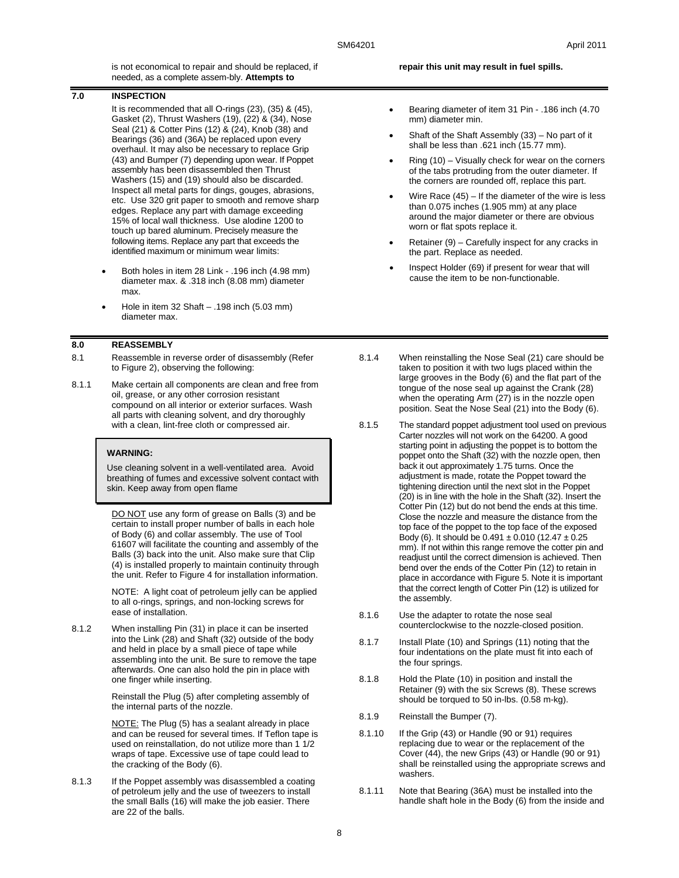is not economical to repair and should be replaced, if needed, as a complete assem-bly. **Attempts to repair this unit may result in fuel spills.**

## 7.0 INSPECTION

It is recommended that all O-rings (23), (35) & (45), Gasket (2), Thrust Washers (19), (22) & (34), Nose Seal (21) & Cotter Pins (12) & (24), Knob (38) and Bearings (36) and (36A) be replaced upon every overhaul. It may also be necessary to replace Grip (43) and Bumper (7) depending upon wear. If Poppet assembly has been disassembled then Thrust Washers (15) and (19) should also be discarded. Inspect all metal parts for dings, gouges, abrasions, etc. Use 320 grit paper to smooth and remove sharp edges. Replace any part with damage exceeding 15% of local wall thickness. Use alodine 1200 to touch up bared aluminum. Precisely measure the following items. Replace any part that exceeds the identified maximum or minimum wear limits:

- Both holes in item 28 Link - .196 inch (4.98 mm) diameter max. & .318 inch (8.08 mm) diameter max.
- Hole in item 32 Shaft – .198 inch (5.03 mm) diameter max.
- Bearing diameter of item 31 Pin - .186 inch (4.70 mm) diameter min.
- Shaft of the Shaft Assembly (33) – No part of it shall be less than .621 inch (15.77 mm).
- Ring (10) – Visually check for wear on the corners of the tabs protruding from the outer diameter. If the corners are rounded off, replace this part.
- Wire Race (45) – If the diameter of the wire is less than 0.075 inches (1.905 mm) at any place around the major diameter or there are obvious worn or flat spots replace it.
- Retainer (9) – Carefully inspect for any cracks in the part. Replace as needed.
- Inspect Holder (69) if present for wear that will cause the item to be non-functionable.

## 8.0 REASSEMBLY

8.1 Reassemble in reverse order of disassembly (Refer to Figure 2), observing the following:

8.1.1 Make certain all components are clean and free from oil, grease, or any other corrosion resistant compound on all interior or exterior surfaces. Wash all parts with cleaning solvent, and dry thoroughly with a clean, lint-free cloth or compressed air.

> **WARNING:**
>
> Use cleaning solvent in a well-ventilated area. Avoid breathing of fumes and excessive solvent contact with skin. Keep away from open flame

DO NOT use any form of grease on Balls (3) and be certain to install proper number of balls in each hole of Body (6) and collar assembly. The use of Tool 61607 will facilitate the counting and assembly of the Balls (3) back into the unit. Also make sure that Clip (4) is installed properly to maintain continuity through the unit. Refer to Figure 4 for installation information.

NOTE: A light coat of petroleum jelly can be applied to all o-rings, springs, and non-locking screws for ease of installation.

8.1.2 When installing Pin (31) in place it can be inserted into the Link (28) and Shaft (32) outside of the body and held in place by a small piece of tape while assembling into the unit. Be sure to remove the tape afterwards. One can also hold the pin in place with one finger while inserting.

Reinstall the Plug (5) after completing assembly of the internal parts of the nozzle.

NOTE: The Plug (5) has a sealant already in place and can be reused for several times. If Teflon tape is used on reinstallation, do not utilize more than 1 1/2 wraps of tape. Excessive use of tape could lead to the cracking of the Body (6).

8.1.3 If the Poppet assembly was disassembled a coating of petroleum jelly and the use of tweezers to install the small Balls (16) will make the job easier. There are 22 of the balls.

8.1.4 When reinstalling the Nose Seal (21) care should be taken to position it with two lugs placed within the large grooves in the Body (6) and the flat part of the tongue of the nose seal up against the Crank (28) when the operating Arm (27) is in the nozzle open position. Seat the Nose Seal (21) into the Body (6).

8.1.5 The standard poppet adjustment tool used on previous Carter nozzles will not work on the 64200. A good starting point in adjusting the poppet is to bottom the poppet onto the Shaft (32) with the nozzle open, then back it out approximately 1.75 turns. Once the adjustment is made, rotate the Poppet toward the tightening direction until the next slot in the Poppet (20) is in line with the hole in the Shaft (32). Insert the Cotter Pin (12) but do not bend the ends at this time. Close the nozzle and measure the distance from the top face of the poppet to the top face of the exposed Body (6). It should be 0.491 ± 0.010 (12.47 ± 0.25 mm). If not within this range remove the cotter pin and readjust until the correct dimension is achieved. Then bend over the ends of the Cotter Pin (12) to retain in place in accordance with Figure 5. Note it is important that the correct length of Cotter Pin (12) is utilized for the assembly.

8.1.6 Use the adapter to rotate the nose seal counterclockwise to the nozzle-closed position.

8.1.7 Install Plate (10) and Springs (11) noting that the four indentations on the plate must fit into each of the four springs.

8.1.8 Hold the Plate (10) in position and install the Retainer (9) with the six Screws (8). These screws should be torqued to 50 in-lbs. (0.58 m-kg).

8.1.9 Reinstall the Bumper (7).

8.1.10 If the Grip (43) or Handle (90 or 91) requires replacing due to wear or the replacement of the Cover (44), the new Grips (43) or Handle (90 or 91) shall be reinstalled using the appropriate screws and washers.

8.1.11 Note that Bearing (36A) must be installed into the handle shaft hole in the Body (6) from the inside and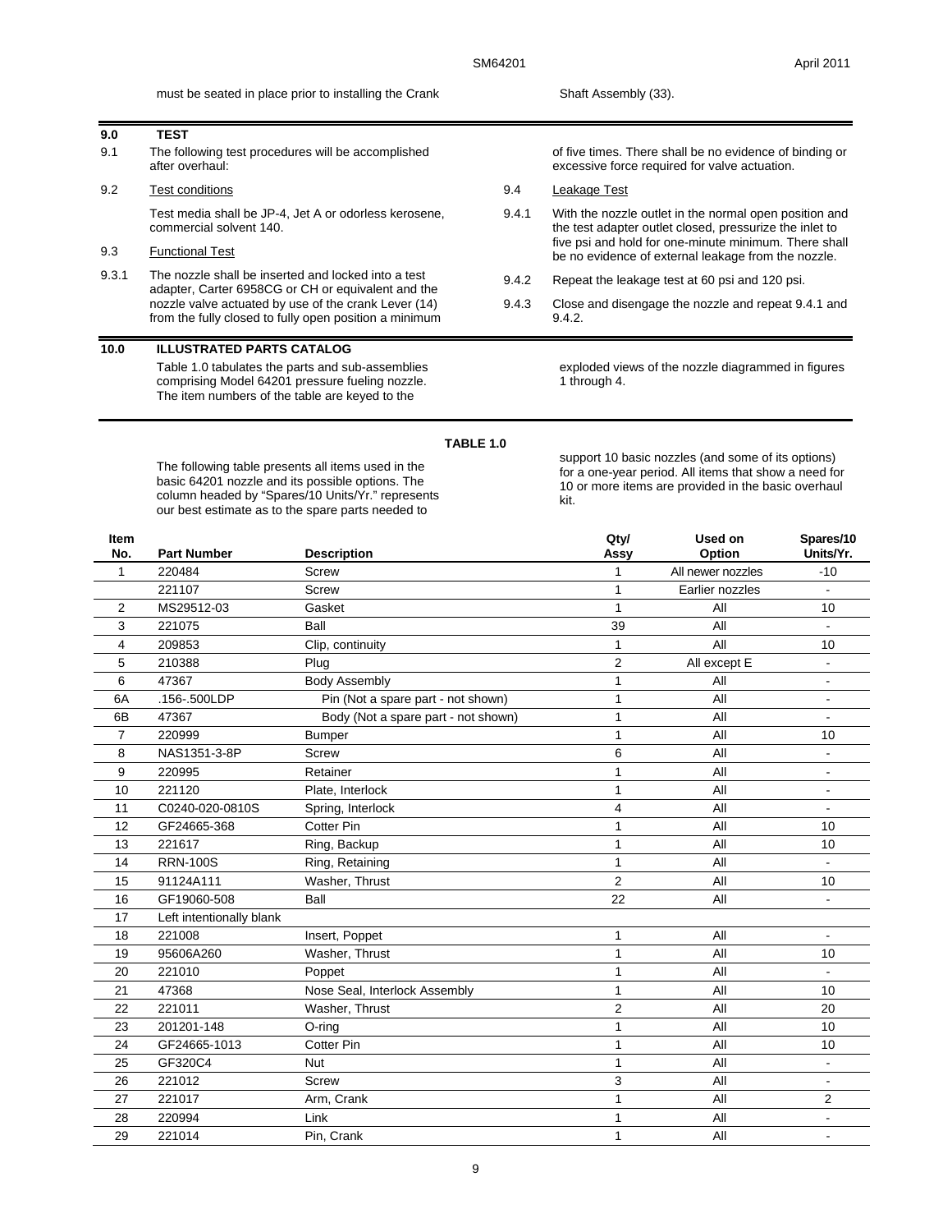must be seated in place prior to installing the Crank Shaft Assembly (33).

## 9.0 TEST

9.1 The following test procedures will be accomplished after overhaul:

9.2 Test conditions

Test media shall be JP-4, Jet A or odorless kerosene, commercial solvent 140.

9.3 Functional Test

9.3.1 The nozzle shall be inserted and locked into a test adapter, Carter 6958CG or CH or equivalent and the nozzle valve actuated by use of the crank Lever (14) from the fully closed to fully open position a minimum of five times. There shall be no evidence of binding or excessive force required for valve actuation.

9.4 Leakage Test

9.4.1 With the nozzle outlet in the normal open position and the test adapter outlet closed, pressurize the inlet to five psi and hold for one-minute minimum. There shall be no evidence of external leakage from the nozzle.

9.4.2 Repeat the leakage test at 60 psi and 120 psi.

9.4.3 Close and disengage the nozzle and repeat 9.4.1 and 9.4.2.

## 10.0 ILLUSTRATED PARTS CATALOG

Table 1.0 tabulates the parts and sub-assemblies comprising Model 64201 pressure fueling nozzle. The item numbers of the table are keyed to the exploded views of the nozzle diagrammed in figures 1 through 4.

**TABLE 1.0**

The following table presents all items used in the basic 64201 nozzle and its possible options. The column headed by "Spares/10 Units/Yr." represents our best estimate as to the spare parts needed to support 10 basic nozzles (and some of its options) for a one-year period. All items that show a need for 10 or more items are provided in the basic overhaul kit.

| Item No. | Part Number | Description | Qty/ Assy | Used on Option | Spares/10 Units/Yr. |
|---|---|---|---|---|---|
| 1 | 220484 | Screw | 1 | All newer nozzles | -10 |
| | 221107 | Screw | 1 | Earlier nozzles | - |
| 2 | MS29512-03 | Gasket | 1 | All | 10 |
| 3 | 221075 | Ball | 39 | All | - |
| 4 | 209853 | Clip, continuity | 1 | All | 10 |
| 5 | 210388 | Plug | 2 | All except E | - |
| 6 | 47367 | Body Assembly | 1 | All | - |
| 6A | .156-.500LDP | Pin (Not a spare part - not shown) | 1 | All | - |
| 6B | 47367 | Body (Not a spare part - not shown) | 1 | All | - |
| 7 | 220999 | Bumper | 1 | All | 10 |
| 8 | NAS1351-3-8P | Screw | 6 | All | - |
| 9 | 220995 | Retainer | 1 | All | - |
| 10 | 221120 | Plate, Interlock | 1 | All | - |
| 11 | C0240-020-0810S | Spring, Interlock | 4 | All | - |
| 12 | GF24665-368 | Cotter Pin | 1 | All | 10 |
| 13 | 221617 | Ring, Backup | 1 | All | 10 |
| 14 | RRN-100S | Ring, Retaining | 1 | All | - |
| 15 | 91124A111 | Washer, Thrust | 2 | All | 10 |
| 16 | GF19060-508 | Ball | 22 | All | - |
| 17 | Left intentionally blank | | | | |
| 18 | 221008 | Insert, Poppet | 1 | All | - |
| 19 | 95606A260 | Washer, Thrust | 1 | All | 10 |
| 20 | 221010 | Poppet | 1 | All | - |
| 21 | 47368 | Nose Seal, Interlock Assembly | 1 | All | 10 |
| 22 | 221011 | Washer, Thrust | 2 | All | 20 |
| 23 | 201201-148 | O-ring | 1 | All | 10 |
| 24 | GF24665-1013 | Cotter Pin | 1 | All | 10 |
| 25 | GF320C4 | Nut | 1 | All | - |
| 26 | 221012 | Screw | 3 | All | - |
| 27 | 221017 | Arm, Crank | 1 | All | 2 |
| 28 | 220994 | Link | 1 | All | - |
| 29 | 221014 | Pin, Crank | 1 | All | - |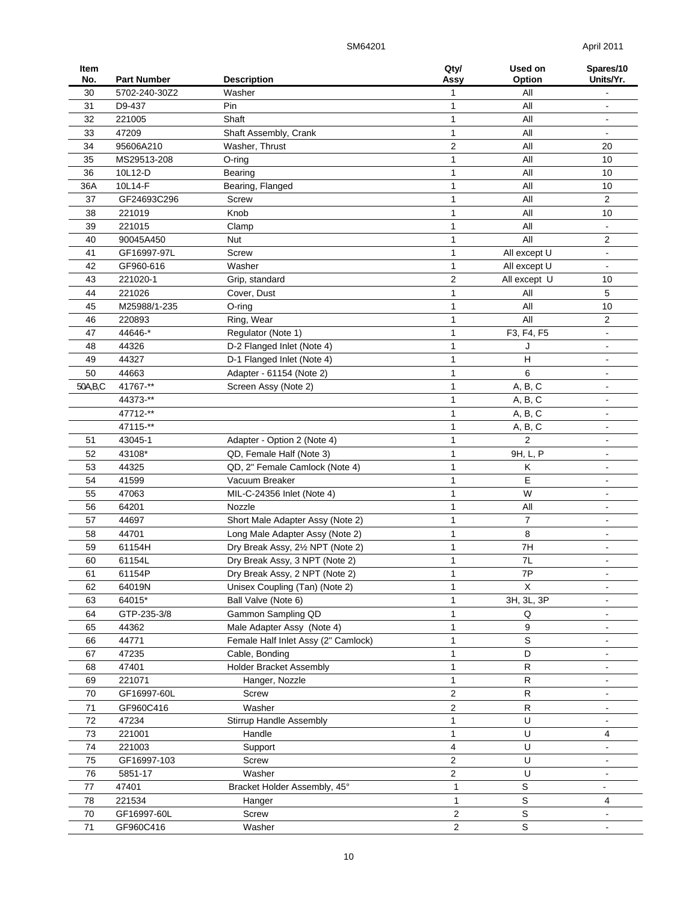| Item No. | Part Number | Description | Qty/ Assy | Used on Option | Spares/10 Units/Yr. |
|---|---|---|---|---|---|
| 30 | 5702-240-30Z2 | Washer | 1 | All | - |
| 31 | D9-437 | Pin | 1 | All | - |
| 32 | 221005 | Shaft | 1 | All | - |
| 33 | 47209 | Shaft Assembly, Crank | 1 | All | - |
| 34 | 95606A210 | Washer, Thrust | 2 | All | 20 |
| 35 | MS29513-208 | O-ring | 1 | All | 10 |
| 36 | 10L12-D | Bearing | 1 | All | 10 |
| 36A | 10L14-F | Bearing, Flanged | 1 | All | 10 |
| 37 | GF24693C296 | Screw | 1 | All | 2 |
| 38 | 221019 | Knob | 1 | All | 10 |
| 39 | 221015 | Clamp | 1 | All | - |
| 40 | 90045A450 | Nut | 1 | All | 2 |
| 41 | GF16997-97L | Screw | 1 | All except U | - |
| 42 | GF960-616 | Washer | 1 | All except U | - |
| 43 | 221020-1 | Grip, standard | 2 | All except U | 10 |
| 44 | 221026 | Cover, Dust | 1 | All | 5 |
| 45 | M25988/1-235 | O-ring | 1 | All | 10 |
| 46 | 220893 | Ring, Wear | 1 | All | 2 |
| 47 | 44646-* | Regulator (Note 1) | 1 | F3, F4, F5 | - |
| 48 | 44326 | D-2 Flanged Inlet (Note 4) | 1 | J | - |
| 49 | 44327 | D-1 Flanged Inlet (Note 4) | 1 | H | - |
| 50 | 44663 | Adapter - 61154 (Note 2) | 1 | 6 | - |
| 50A,B,C | 41767-** | Screen Assy (Note 2) | 1 | A, B, C | - |
| | 44373-** | | 1 | A, B, C | - |
| | 47712-** | | 1 | A, B, C | - |
| | 47115-** | | 1 | A, B, C | - |
| 51 | 43045-1 | Adapter - Option 2 (Note 4) | 1 | 2 | - |
| 52 | 43108* | QD, Female Half (Note 3) | 1 | 9H, L, P | - |
| 53 | 44325 | QD, 2" Female Camlock (Note 4) | 1 | K | - |
| 54 | 41599 | Vacuum Breaker | 1 | E | - |
| 55 | 47063 | MIL-C-24356 Inlet (Note 4) | 1 | W | - |
| 56 | 64201 | Nozzle | 1 | All | - |
| 57 | 44697 | Short Male Adapter Assy (Note 2) | 1 | 7 | - |
| 58 | 44701 | Long Male Adapter Assy (Note 2) | 1 | 8 | - |
| 59 | 61154H | Dry Break Assy, 2½ NPT (Note 2) | 1 | 7H | - |
| 60 | 61154L | Dry Break Assy, 3 NPT (Note 2) | 1 | 7L | - |
| 61 | 61154P | Dry Break Assy, 2 NPT (Note 2) | 1 | 7P | - |
| 62 | 64019N | Unisex Coupling (Tan) (Note 2) | 1 | X | - |
| 63 | 64015* | Ball Valve (Note 6) | 1 | 3H, 3L, 3P | - |
| 64 | GTP-235-3/8 | Gammon Sampling QD | 1 | Q | - |
| 65 | 44362 | Male Adapter Assy (Note 4) | 1 | 9 | - |
| 66 | 44771 | Female Half Inlet Assy (2" Camlock) | 1 | S | - |
| 67 | 47235 | Cable, Bonding | 1 | D | - |
| 68 | 47401 | Holder Bracket Assembly | 1 | R | - |
| 69 | 221071 | Hanger, Nozzle | 1 | R | - |
| 70 | GF16997-60L | Screw | 2 | R | - |
| 71 | GF960C416 | Washer | 2 | R | - |
| 72 | 47234 | Stirrup Handle Assembly | 1 | U | - |
| 73 | 221001 | Handle | 1 | U | 4 |
| 74 | 221003 | Support | 4 | U | - |
| 75 | GF16997-103 | Screw | 2 | U | - |
| 76 | 5851-17 | Washer | 2 | U | - |
| 77 | 47401 | Bracket Holder Assembly, 45° | 1 | S | - |
| 78 | 221534 | Hanger | 1 | S | 4 |
| 70 | GF16997-60L | Screw | 2 | S | - |
| 71 | GF960C416 | Washer | 2 | S | - |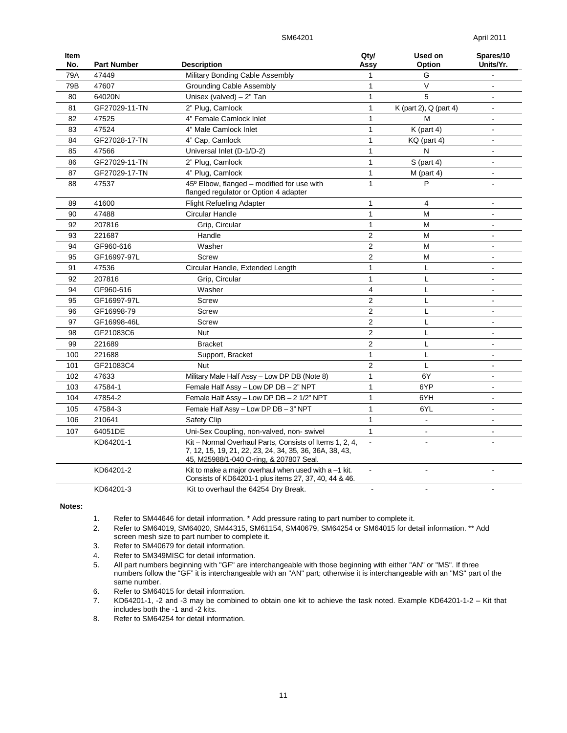| Item No. | Part Number | Description | Qty/ Assy | Used on Option | Spares/10 Units/Yr. |
|---|---|---|---|---|---|
| 79A | 47449 | Military Bonding Cable Assembly | 1 | G | - |
| 79B | 47607 | Grounding Cable Assembly | 1 | V | - |
| 80 | 64020N | Unisex (valved) – 2" Tan | 1 | 5 | - |
| 81 | GF27029-11-TN | 2" Plug, Camlock | 1 | K (part 2), Q (part 4) | - |
| 82 | 47525 | 4" Female Camlock Inlet | 1 | M | - |
| 83 | 47524 | 4" Male Camlock Inlet | 1 | K (part 4) | - |
| 84 | GF27028-17-TN | 4" Cap, Camlock | 1 | KQ (part 4) | - |
| 85 | 47566 | Universal Inlet (D-1/D-2) | 1 | N | - |
| 86 | GF27029-11-TN | 2" Plug, Camlock | 1 | S (part 4) | - |
| 87 | GF27029-17-TN | 4" Plug, Camlock | 1 | M (part 4) | - |
| 88 | 47537 | 45º Elbow, flanged – modified for use with flanged regulator or Option 4 adapter | 1 | P | - |
| 89 | 41600 | Flight Refueling Adapter | 1 | 4 | - |
| 90 | 47488 | Circular Handle | 1 | M | - |
| 92 | 207816 | Grip, Circular | 1 | M | - |
| 93 | 221687 | Handle | 2 | M | - |
| 94 | GF960-616 | Washer | 2 | M | - |
| 95 | GF16997-97L | Screw | 2 | M | - |
| 91 | 47536 | Circular Handle, Extended Length | 1 | L | - |
| 92 | 207816 | Grip, Circular | 1 | L | - |
| 94 | GF960-616 | Washer | 4 | L | - |
| 95 | GF16997-97L | Screw | 2 | L | - |
| 96 | GF16998-79 | Screw | 2 | L | - |
| 97 | GF16998-46L | Screw | 2 | L | - |
| 98 | GF21083C6 | Nut | 2 | L | - |
| 99 | 221689 | Bracket | 2 | L | - |
| 100 | 221688 | Support, Bracket | 1 | L | - |
| 101 | GF21083C4 | Nut | 2 | L | - |
| 102 | 47633 | Military Male Half Assy – Low DP DB (Note 8) | 1 | 6Y | - |
| 103 | 47584-1 | Female Half Assy – Low DP DB – 2" NPT | 1 | 6YP | - |
| 104 | 47854-2 | Female Half Assy – Low DP DB – 2 1/2" NPT | 1 | 6YH | - |
| 105 | 47584-3 | Female Half Assy – Low DP DB – 3" NPT | 1 | 6YL | - |
| 106 | 210641 | Safety Clip | 1 | - | - |
| 107 | 64051DE | Uni-Sex Coupling, non-valved, non- swivel | 1 | - | - |
| | KD64201-1 | Kit – Normal Overhaul Parts, Consists of Items 1, 2, 4, 7, 12, 15, 19, 21, 22, 23, 24, 34, 35, 36, 36A, 38, 43, 45, M25988/1-040 O-ring, & 207807 Seal. | - | - | - |
| | KD64201-2 | Kit to make a major overhaul when used with a –1 kit. Consists of KD64201-1 plus items 27, 37, 40, 44 & 46. | - | - | - |
| | KD64201-3 | Kit to overhaul the 64254 Dry Break. | - | - | - |

**Notes:**

1. Refer to SM44646 for detail information. * Add pressure rating to part number to complete it.
2. Refer to SM64019, SM64020, SM44315, SM61154, SM40679, SM64254 or SM64015 for detail information. ** Add screen mesh size to part number to complete it.
3. Refer to SM40679 for detail information.
4. Refer to SM349MISC for detail information.
5. All part numbers beginning with "GF" are interchangeable with those beginning with either "AN" or "MS". If three numbers follow the "GF" it is interchangeable with an "AN" part; otherwise it is interchangeable with an "MS" part of the same number.
6. Refer to SM64015 for detail information.
7. KD64201-1, -2 and -3 may be combined to obtain one kit to achieve the task noted. Example KD64201-1-2 – Kit that includes both the -1 and -2 kits.
8. Refer to SM64254 for detail information.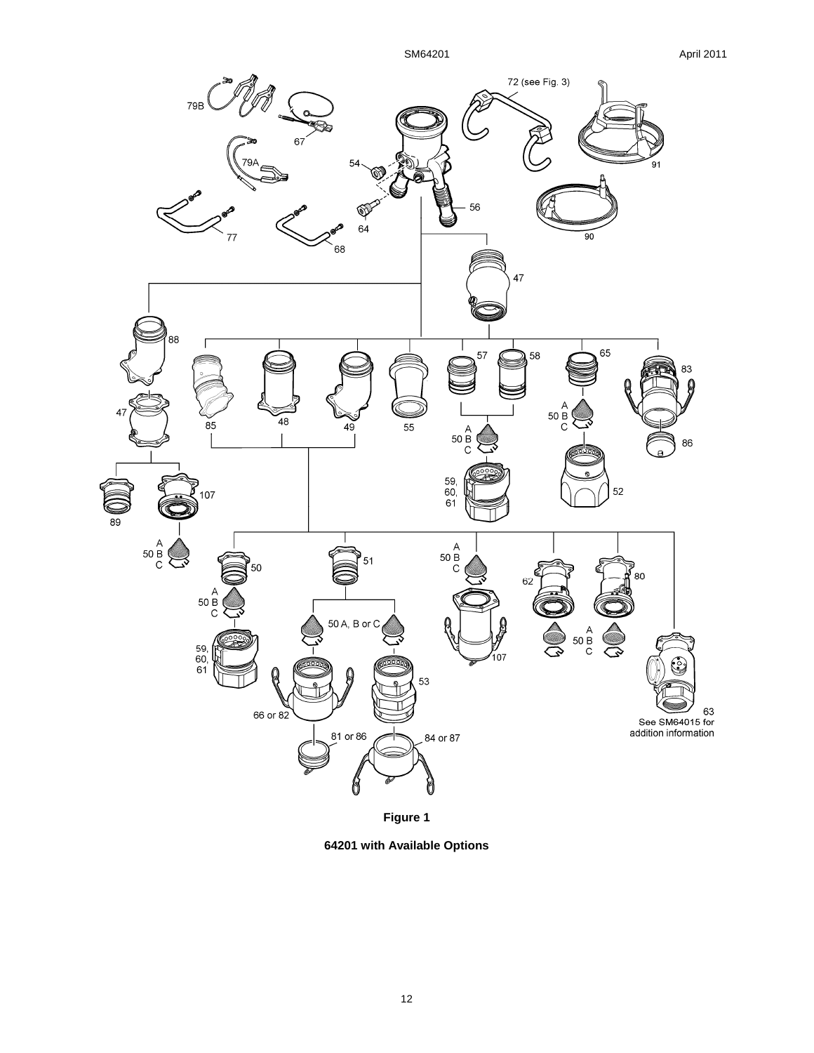**Figure 1**

**64201 with Available Options**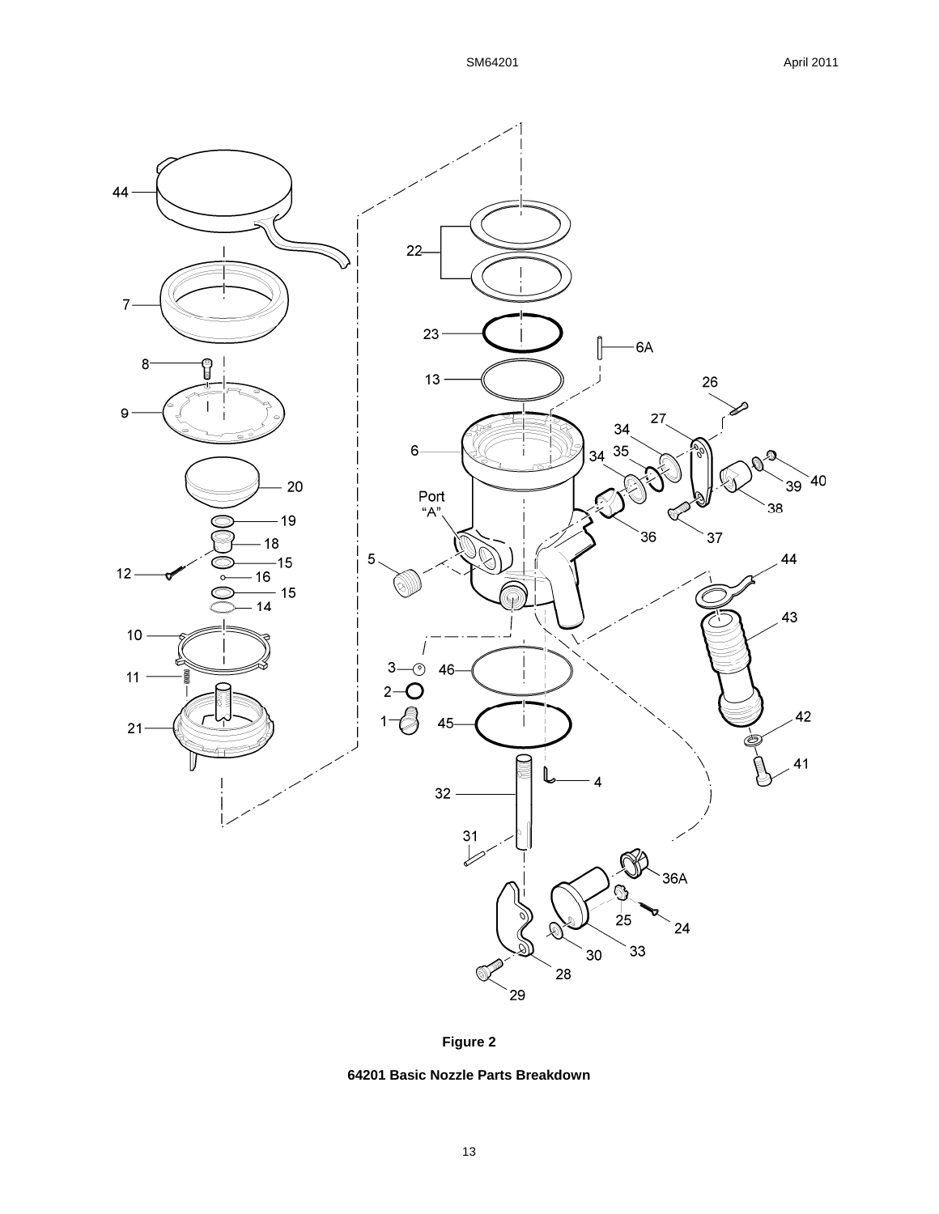**Figure 2**

**64201 Basic Nozzle Parts Breakdown**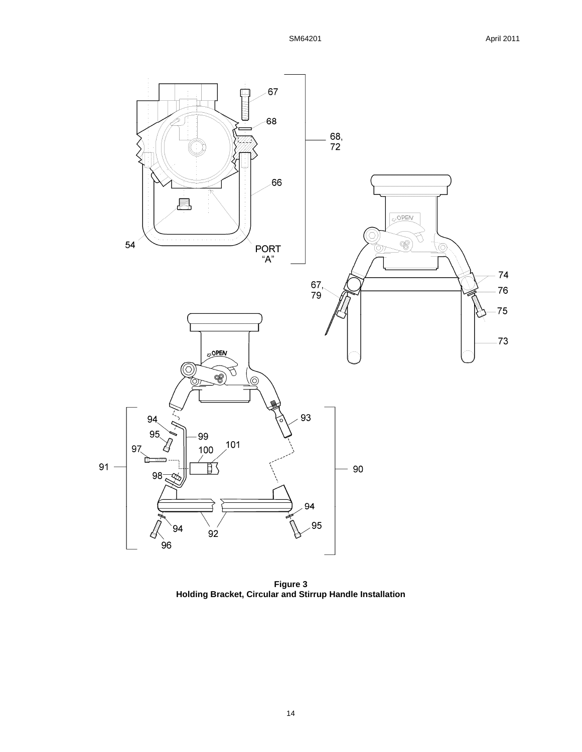**Figure 3**
**Holding Bracket, Circular and Stirrup Handle Installation**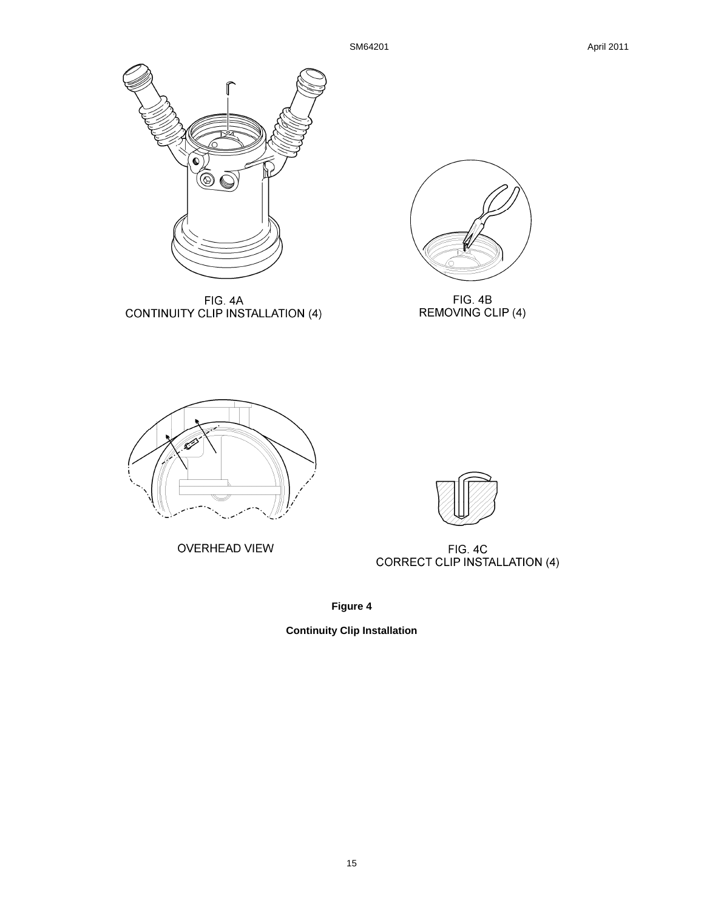FIG. 4A
CONTINUITY CLIP INSTALLATION (4)

FIG. 4B
REMOVING CLIP (4)

OVERHEAD VIEW

FIG. 4C
CORRECT CLIP INSTALLATION (4)

**Figure 4**

**Continuity Clip Installation**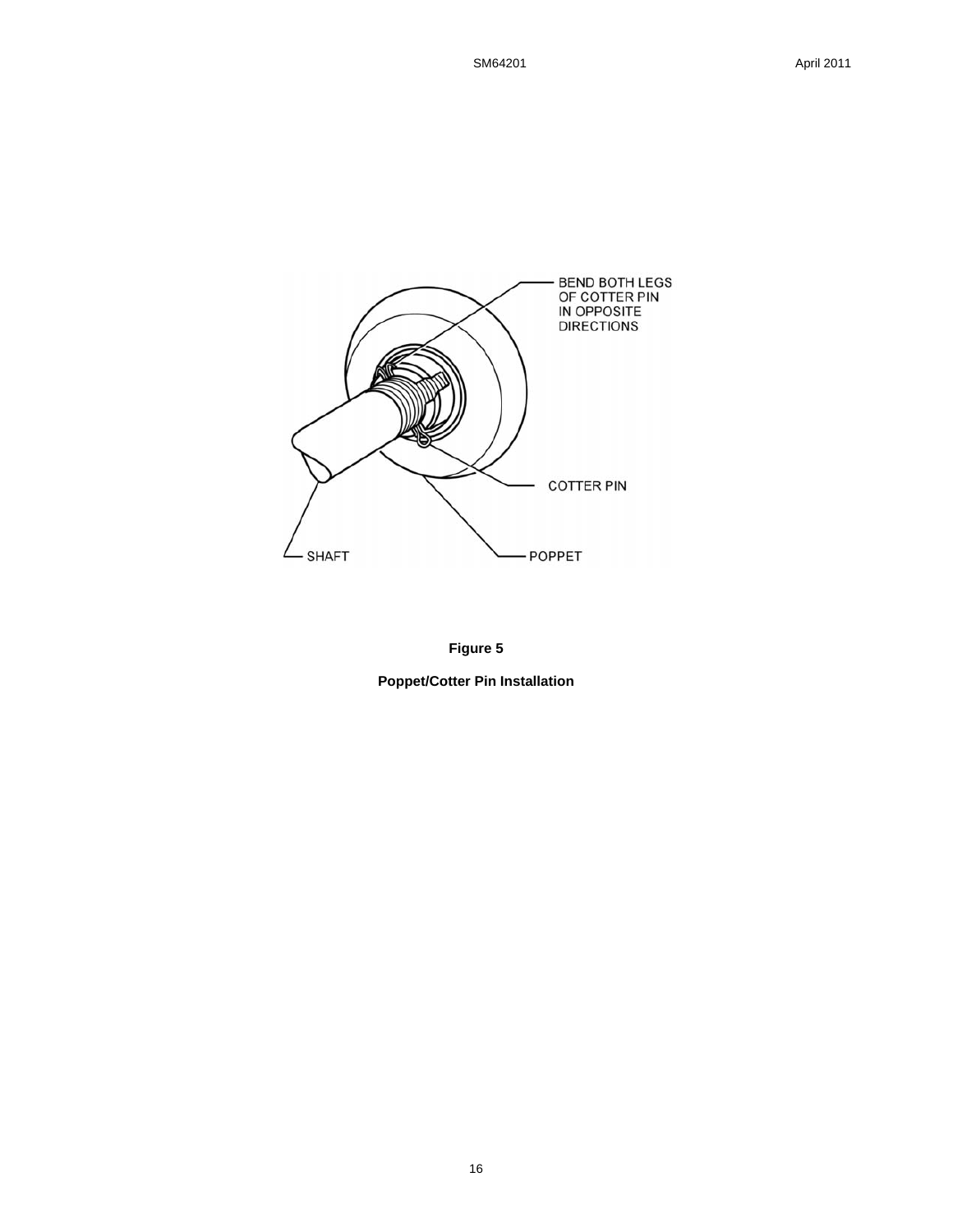BEND BOTH LEGS OF COTTER PIN IN OPPOSITE DIRECTIONS

COTTER PIN

SHAFT

POPPET

**Figure 5**

**Poppet/Cotter Pin Installation**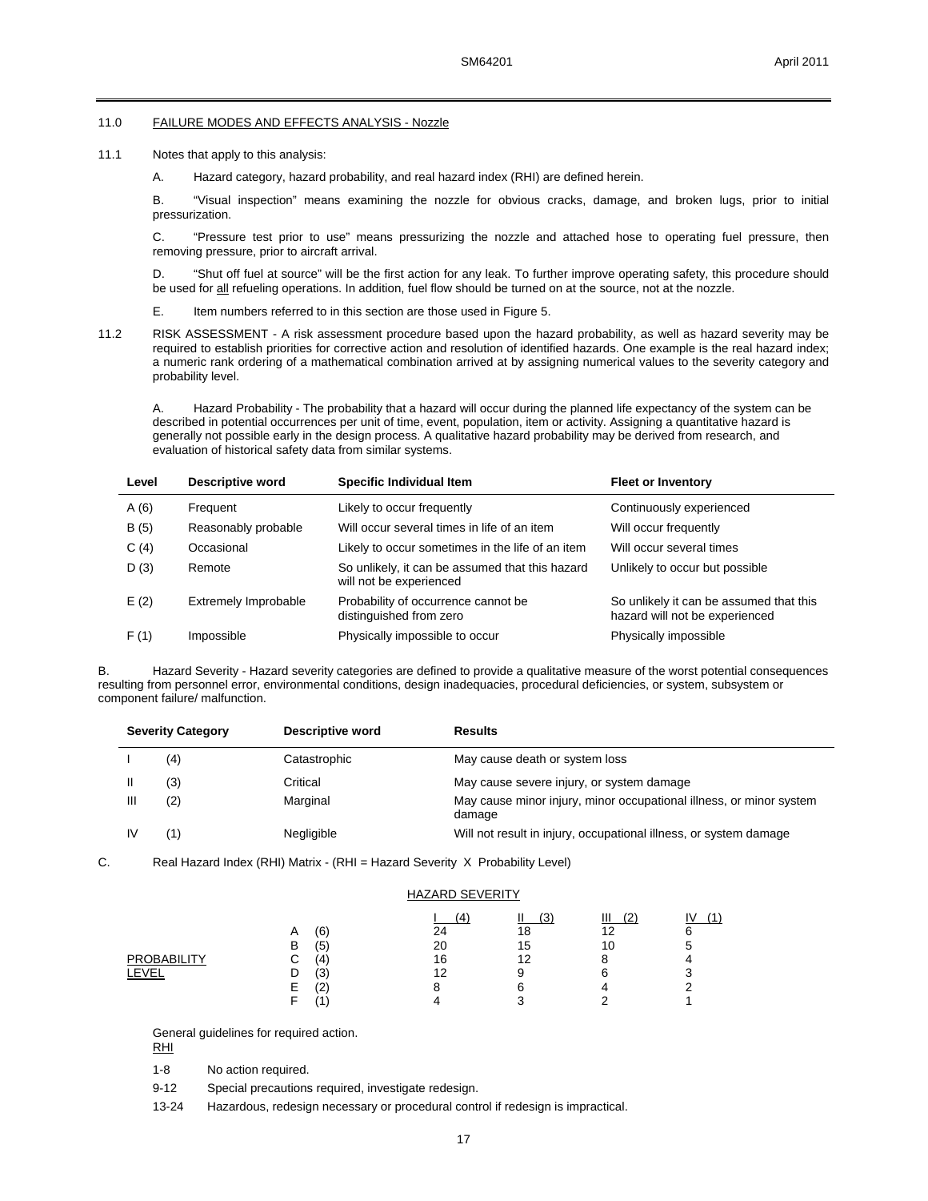## 11.0 FAILURE MODES AND EFFECTS ANALYSIS - Nozzle

11.1 Notes that apply to this analysis:

A. Hazard category, hazard probability, and real hazard index (RHI) are defined herein.

B. "Visual inspection" means examining the nozzle for obvious cracks, damage, and broken lugs, prior to initial pressurization.

C. "Pressure test prior to use" means pressurizing the nozzle and attached hose to operating fuel pressure, then removing pressure, prior to aircraft arrival.

D. "Shut off fuel at source" will be the first action for any leak. To further improve operating safety, this procedure should be used for all refueling operations. In addition, fuel flow should be turned on at the source, not at the nozzle.

E. Item numbers referred to in this section are those used in Figure 5.

11.2 RISK ASSESSMENT - A risk assessment procedure based upon the hazard probability, as well as hazard severity may be required to establish priorities for corrective action and resolution of identified hazards. One example is the real hazard index; a numeric rank ordering of a mathematical combination arrived at by assigning numerical values to the severity category and probability level.

A. Hazard Probability - The probability that a hazard will occur during the planned life expectancy of the system can be described in potential occurrences per unit of time, event, population, item or activity. Assigning a quantitative hazard is generally not possible early in the design process. A qualitative hazard probability may be derived from research, and evaluation of historical safety data from similar systems.

| Level | Descriptive word | Specific Individual Item | Fleet or Inventory |
|---|---|---|---|
| A (6) | Frequent | Likely to occur frequently | Continuously experienced |
| B (5) | Reasonably probable | Will occur several times in life of an item | Will occur frequently |
| C (4) | Occasional | Likely to occur sometimes in the life of an item | Will occur several times |
| D (3) | Remote | So unlikely, it can be assumed that this hazard will not be experienced | Unlikely to occur but possible |
| E (2) | Extremely Improbable | Probability of occurrence cannot be distinguished from zero | So unlikely it can be assumed that this hazard will not be experienced |
| F (1) | Impossible | Physically impossible to occur | Physically impossible |

B. Hazard Severity - Hazard severity categories are defined to provide a qualitative measure of the worst potential consequences resulting from personnel error, environmental conditions, design inadequacies, procedural deficiencies, or system, subsystem or component failure/ malfunction.

| Severity Category | | Descriptive word | Results |
|---|---|---|---|
| I | (4) | Catastrophic | May cause death or system loss |
| II | (3) | Critical | May cause severe injury, or system damage |
| III | (2) | Marginal | May cause minor injury, minor occupational illness, or minor system damage |
| IV | (1) | Negligible | Will not result in injury, occupational illness, or system damage |

C. Real Hazard Index (RHI) Matrix - (RHI = Hazard Severity X Probability Level)

| | | HAZARD SEVERITY | | | |
|---|---|---|---|---|---|
| | | I (4) | II (3) | III (2) | IV (1) |
| PROBABILITY LEVEL | A (6) | 24 | 18 | 12 | 6 |
| | B (5) | 20 | 15 | 10 | 5 |
| | C (4) | 16 | 12 | 8 | 4 |
| | D (3) | 12 | 9 | 6 | 3 |
| | E (2) | 8 | 6 | 4 | 2 |
| | F (1) | 4 | 3 | 2 | 1 |

General guidelines for required action.

| RHI | |
|---|---|
| 1-8 | No action required. |
| 9-12 | Special precautions required, investigate redesign. |
| 13-24 | Hazardous, redesign necessary or procedural control if redesign is impractical. |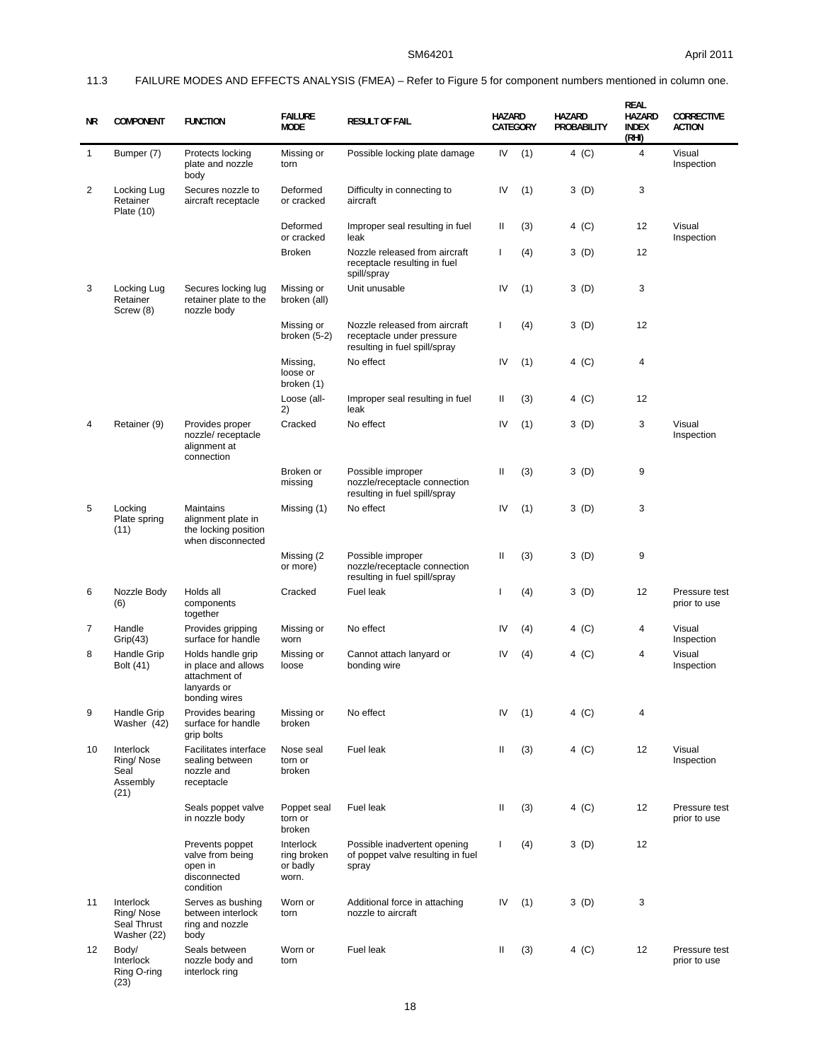11.3 FAILURE MODES AND EFFECTS ANALYSIS (FMEA) – Refer to Figure 5 for component numbers mentioned in column one.

| NR | COMPONENT | FUNCTION | FAILURE MODE | RESULT OF FAIL | HAZARD CATEGORY | | HAZARD PROBABILITY | REAL HAZARD INDEX (RHI) | CORRECTIVE ACTION |
|---|---|---|---|---|---|---|---|---|---|
| 1 | Bumper (7) | Protects locking plate and nozzle body | Missing or torn | Possible locking plate damage | IV | (1) | 4 (C) | 4 | Visual Inspection |
| 2 | Locking Lug Retainer Plate (10) | Secures nozzle to aircraft receptacle | Deformed or cracked | Difficulty in connecting to aircraft | IV | (1) | 3 (D) | 3 | |
| | | | Deformed or cracked | Improper seal resulting in fuel leak | II | (3) | 4 (C) | 12 | Visual Inspection |
| | | | Broken | Nozzle released from aircraft receptacle resulting in fuel spill/spray | I | (4) | 3 (D) | 12 | |
| 3 | Locking Lug Retainer Screw (8) | Secures locking lug retainer plate to the nozzle body | Missing or broken (all) | Unit unusable | IV | (1) | 3 (D) | 3 | |
| | | | Missing or broken (5-2) | Nozzle released from aircraft receptacle under pressure resulting in fuel spill/spray | I | (4) | 3 (D) | 12 | |
| | | | Missing, loose or broken (1) | No effect | IV | (1) | 4 (C) | 4 | |
| | | | Loose (all-2) | Improper seal resulting in fuel leak | II | (3) | 4 (C) | 12 | |
| 4 | Retainer (9) | Provides proper nozzle/ receptacle alignment at connection | Cracked | No effect | IV | (1) | 3 (D) | 3 | Visual Inspection |
| | | | Broken or missing | Possible improper nozzle/receptacle connection resulting in fuel spill/spray | II | (3) | 3 (D) | 9 | |
| 5 | Locking Plate spring (11) | Maintains alignment plate in the locking position when disconnected | Missing (1) | No effect | IV | (1) | 3 (D) | 3 | |
| | | | Missing (2 or more) | Possible improper nozzle/receptacle connection resulting in fuel spill/spray | II | (3) | 3 (D) | 9 | |
| 6 | Nozzle Body (6) | Holds all components together | Cracked | Fuel leak | I | (4) | 3 (D) | 12 | Pressure test prior to use |
| 7 | Handle Grip(43) | Provides gripping surface for handle | Missing or worn | No effect | IV | (4) | 4 (C) | 4 | Visual Inspection |
| 8 | Handle Grip Bolt (41) | Holds handle grip in place and allows attachment of lanyards or bonding wires | Missing or loose | Cannot attach lanyard or bonding wire | IV | (4) | 4 (C) | 4 | Visual Inspection |
| 9 | Handle Grip Washer (42) | Provides bearing surface for handle grip bolts | Missing or broken | No effect | IV | (1) | 4 (C) | 4 | |
| 10 | Interlock Ring/ Nose Seal Assembly (21) | Facilitates interface sealing between nozzle and receptacle | Nose seal torn or broken | Fuel leak | II | (3) | 4 (C) | 12 | Visual Inspection |
| | | Seals poppet valve in nozzle body | Poppet seal torn or broken | Fuel leak | II | (3) | 4 (C) | 12 | Pressure test prior to use |
| | | Prevents poppet valve from being open in disconnected condition | Interlock ring broken or badly worn. | Possible inadvertent opening of poppet valve resulting in fuel spray | I | (4) | 3 (D) | 12 | |
| 11 | Interlock Ring/ Nose Seal Thrust Washer (22) | Serves as bushing between interlock ring and nozzle body | Worn or torn | Additional force in attaching nozzle to aircraft | IV | (1) | 3 (D) | 3 | |
| 12 | Body/ Interlock Ring O-ring (23) | Seals between nozzle body and interlock ring | Worn or torn | Fuel leak | II | (3) | 4 (C) | 12 | Pressure test prior to use |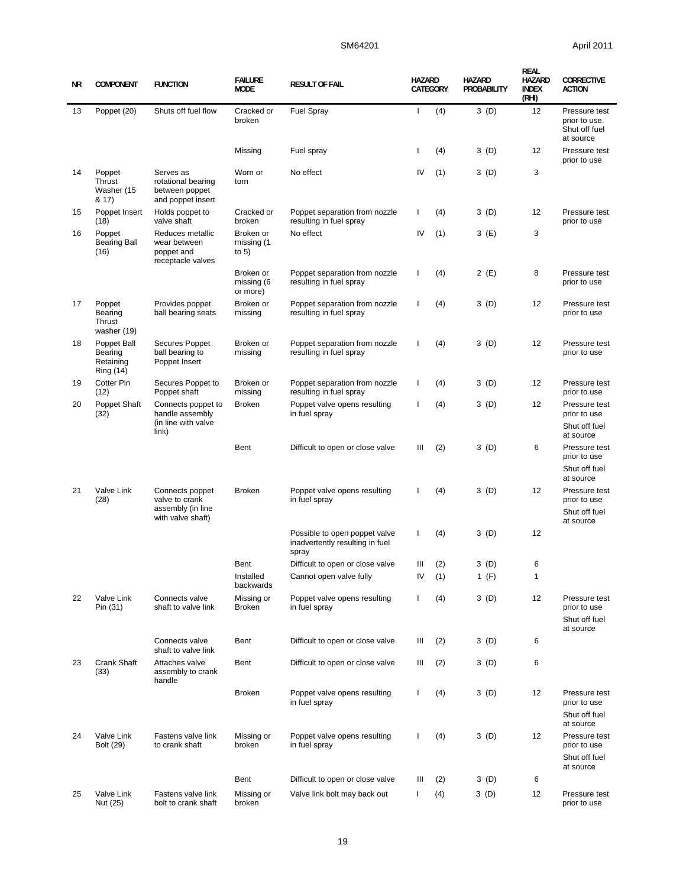| NR | COMPONENT | FUNCTION | FAILURE MODE | RESULT OF FAIL | HAZARD CATEGORY | | HAZARD PROBABILITY | REAL HAZARD INDEX (RHI) | CORRECTIVE ACTION |
|---|---|---|---|---|---|---|---|---|---|
| 13 | Poppet (20) | Shuts off fuel flow | Cracked or broken | Fuel Spray | I | (4) | 3 (D) | 12 | Pressure test prior to use. Shut off fuel at source |
| | | | Missing | Fuel spray | I | (4) | 3 (D) | 12 | Pressure test prior to use |
| 14 | Poppet Thrust Washer (15 & 17) | Serves as rotational bearing between poppet and poppet insert | Worn or torn | No effect | IV | (1) | 3 (D) | 3 | |
| 15 | Poppet Insert (18) | Holds poppet to valve shaft | Cracked or broken | Poppet separation from nozzle resulting in fuel spray | I | (4) | 3 (D) | 12 | Pressure test prior to use |
| 16 | Poppet Bearing Ball (16) | Reduces metallic wear between poppet and receptacle valves | Broken or missing (1 to 5) | No effect | IV | (1) | 3 (E) | 3 | |
| | | | Broken or missing (6 or more) | Poppet separation from nozzle resulting in fuel spray | I | (4) | 2 (E) | 8 | Pressure test prior to use |
| 17 | Poppet Bearing Thrust washer (19) | Provides poppet ball bearing seats | Broken or missing | Poppet separation from nozzle resulting in fuel spray | I | (4) | 3 (D) | 12 | Pressure test prior to use |
| 18 | Poppet Ball Bearing Retaining Ring (14) | Secures Poppet ball bearing to Poppet Insert | Broken or missing | Poppet separation from nozzle resulting in fuel spray | I | (4) | 3 (D) | 12 | Pressure test prior to use |
| 19 | Cotter Pin (12) | Secures Poppet to Poppet shaft | Broken or missing | Poppet separation from nozzle resulting in fuel spray | I | (4) | 3 (D) | 12 | Pressure test prior to use |
| 20 | Poppet Shaft (32) | Connects poppet to handle assembly (in line with valve link) | Broken | Poppet valve opens resulting in fuel spray | I | (4) | 3 (D) | 12 | Pressure test prior to use<br>Shut off fuel at source |
| | | | Bent | Difficult to open or close valve | III | (2) | 3 (D) | 6 | Pressure test prior to use<br>Shut off fuel at source |
| 21 | Valve Link (28) | Connects poppet valve to crank assembly (in line with valve shaft) | Broken | Poppet valve opens resulting in fuel spray | I | (4) | 3 (D) | 12 | Pressure test prior to use<br>Shut off fuel at source |
| | | | | Possible to open poppet valve inadvertently resulting in fuel spray | I | (4) | 3 (D) | 12 | |
| | | | Bent | Difficult to open or close valve | III | (2) | 3 (D) | 6 | |
| | | | Installed backwards | Cannot open valve fully | IV | (1) | 1 (F) | 1 | |
| 22 | Valve Link Pin (31) | Connects valve shaft to valve link | Missing or Broken | Poppet valve opens resulting in fuel spray | I | (4) | 3 (D) | 12 | Pressure test prior to use<br>Shut off fuel at source |
| | | Connects valve shaft to valve link | Bent | Difficult to open or close valve | III | (2) | 3 (D) | 6 | |
| 23 | Crank Shaft (33) | Attaches valve assembly to crank handle | Bent | Difficult to open or close valve | III | (2) | 3 (D) | 6 | |
| | | | Broken | Poppet valve opens resulting in fuel spray | I | (4) | 3 (D) | 12 | Pressure test prior to use<br>Shut off fuel at source |
| 24 | Valve Link Bolt (29) | Fastens valve link to crank shaft | Missing or broken | Poppet valve opens resulting in fuel spray | I | (4) | 3 (D) | 12 | Pressure test prior to use<br>Shut off fuel at source |
| | | | Bent | Difficult to open or close valve | III | (2) | 3 (D) | 6 | |
| 25 | Valve Link Nut (25) | Fastens valve link bolt to crank shaft | Missing or broken | Valve link bolt may back out | I | (4) | 3 (D) | 12 | Pressure test prior to use |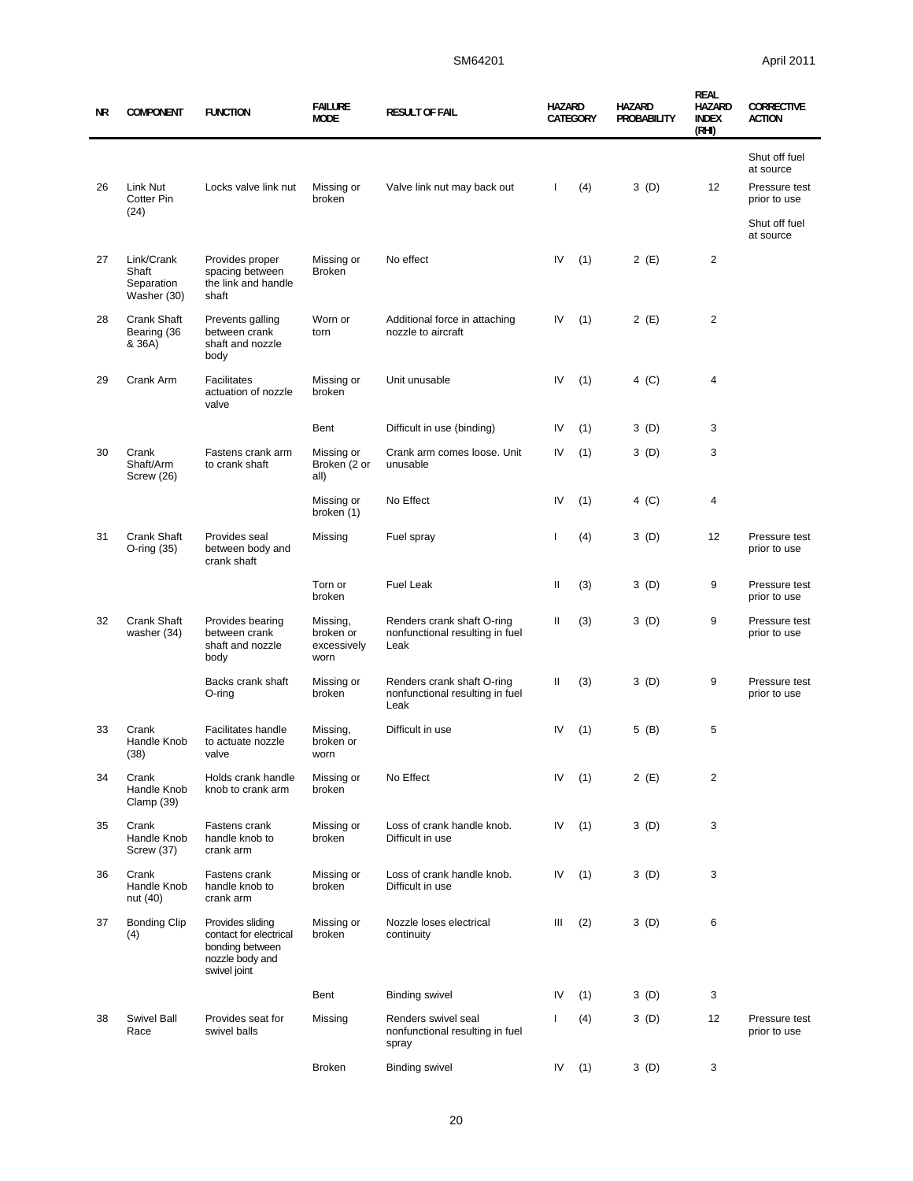| NR | COMPONENT | FUNCTION | FAILURE MODE | RESULT OF FAIL | HAZARD CATEGORY | | HAZARD PROBABILITY | REAL HAZARD INDEX (RHI) | CORRECTIVE ACTION |
|---|---|---|---|---|---|---|---|---|---|
| | | | | | | | | | Shut off fuel at source |
| 26 | Link Nut Cotter Pin (24) | Locks valve link nut | Missing or broken | Valve link nut may back out | I | (4) | 3 (D) | 12 | Pressure test prior to use<br><br>Shut off fuel at source |
| 27 | Link/Crank Shaft Separation Washer (30) | Provides proper spacing between the link and handle shaft | Missing or Broken | No effect | IV | (1) | 2 (E) | 2 | |
| 28 | Crank Shaft Bearing (36 & 36A) | Prevents galling between crank shaft and nozzle body | Worn or torn | Additional force in attaching nozzle to aircraft | IV | (1) | 2 (E) | 2 | |
| 29 | Crank Arm | Facilitates actuation of nozzle valve | Missing or broken | Unit unusable | IV | (1) | 4 (C) | 4 | |
| | | | Bent | Difficult in use (binding) | IV | (1) | 3 (D) | 3 | |
| 30 | Crank Shaft/Arm Screw (26) | Fastens crank arm to crank shaft | Missing or Broken (2 or all) | Crank arm comes loose. Unit unusable | IV | (1) | 3 (D) | 3 | |
| | | | Missing or broken (1) | No Effect | IV | (1) | 4 (C) | 4 | |
| 31 | Crank Shaft O-ring (35) | Provides seal between body and crank shaft | Missing | Fuel spray | I | (4) | 3 (D) | 12 | Pressure test prior to use |
| | | | Torn or broken | Fuel Leak | II | (3) | 3 (D) | 9 | Pressure test prior to use |
| 32 | Crank Shaft washer (34) | Provides bearing between crank shaft and nozzle body | Missing, broken or excessively worn | Renders crank shaft O-ring nonfunctional resulting in fuel Leak | II | (3) | 3 (D) | 9 | Pressure test prior to use |
| | | Backs crank shaft O-ring | Missing or broken | Renders crank shaft O-ring nonfunctional resulting in fuel Leak | II | (3) | 3 (D) | 9 | Pressure test prior to use |
| 33 | Crank Handle Knob (38) | Facilitates handle to actuate nozzle valve | Missing, broken or worn | Difficult in use | IV | (1) | 5 (B) | 5 | |
| 34 | Crank Handle Knob Clamp (39) | Holds crank handle knob to crank arm | Missing or broken | No Effect | IV | (1) | 2 (E) | 2 | |
| 35 | Crank Handle Knob Screw (37) | Fastens crank handle knob to crank arm | Missing or broken | Loss of crank handle knob. Difficult in use | IV | (1) | 3 (D) | 3 | |
| 36 | Crank Handle Knob nut (40) | Fastens crank handle knob to crank arm | Missing or broken | Loss of crank handle knob. Difficult in use | IV | (1) | 3 (D) | 3 | |
| 37 | Bonding Clip (4) | Provides sliding contact for electrical bonding between nozzle body and swivel joint | Missing or broken | Nozzle loses electrical continuity | III | (2) | 3 (D) | 6 | |
| | | | Bent | Binding swivel | IV | (1) | 3 (D) | 3 | |
| 38 | Swivel Ball Race | Provides seat for swivel balls | Missing | Renders swivel seal nonfunctional resulting in fuel spray | I | (4) | 3 (D) | 12 | Pressure test prior to use |
| | | | Broken | Binding swivel | IV | (1) | 3 (D) | 3 | |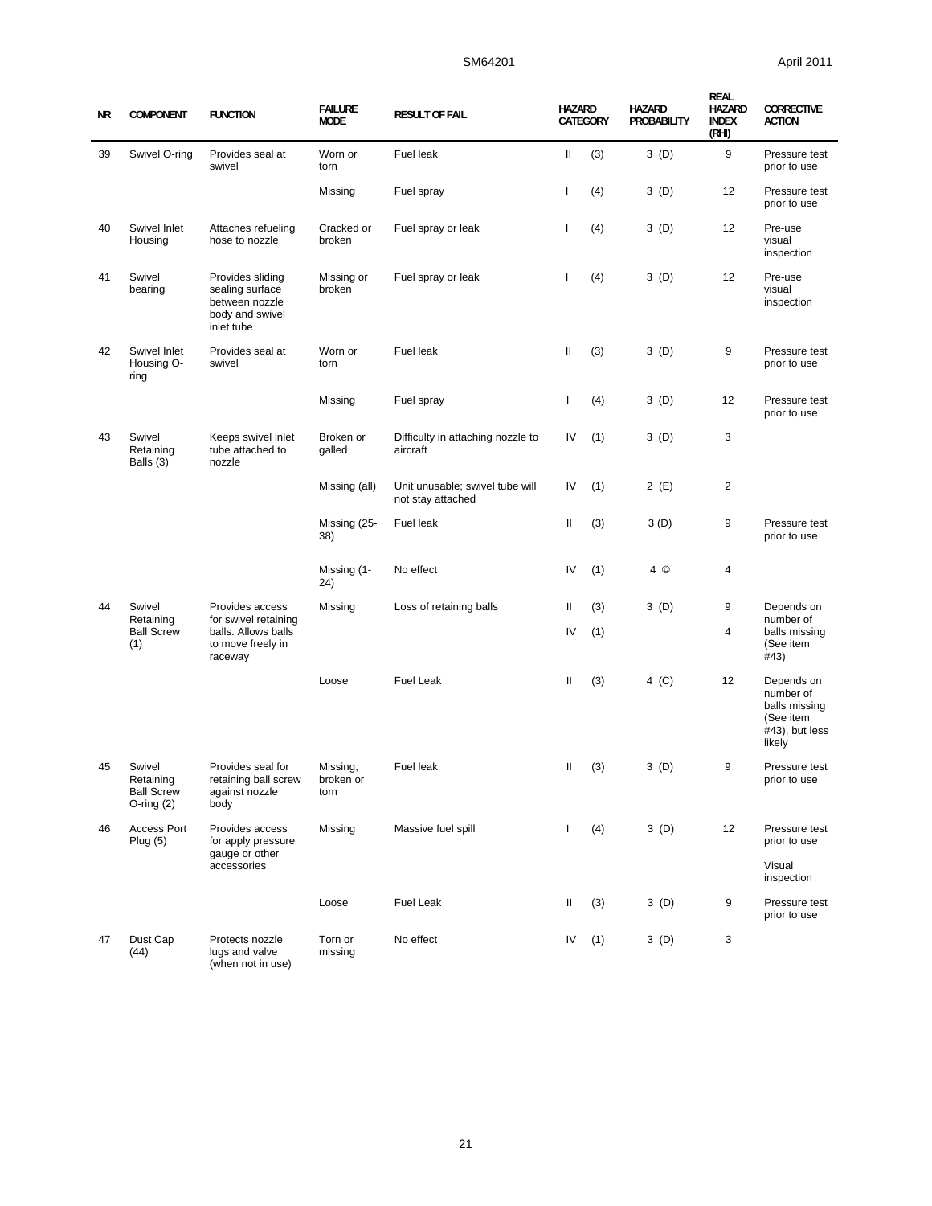| NR | COMPONENT | FUNCTION | FAILURE MODE | RESULT OF FAIL | HAZARD CATEGORY | | HAZARD PROBABILITY | REAL HAZARD INDEX (RHI) | CORRECTIVE ACTION |
|---|---|---|---|---|---|---|---|---|---|
| 39 | Swivel O-ring | Provides seal at swivel | Worn or torn | Fuel leak | II | (3) | 3 (D) | 9 | Pressure test prior to use |
| | | | Missing | Fuel spray | I | (4) | 3 (D) | 12 | Pressure test prior to use |
| 40 | Swivel Inlet Housing | Attaches refueling hose to nozzle | Cracked or broken | Fuel spray or leak | I | (4) | 3 (D) | 12 | Pre-use visual inspection |
| 41 | Swivel bearing | Provides sliding sealing surface between nozzle body and swivel inlet tube | Missing or broken | Fuel spray or leak | I | (4) | 3 (D) | 12 | Pre-use visual inspection |
| 42 | Swivel Inlet Housing O-ring | Provides seal at swivel | Worn or torn | Fuel leak | II | (3) | 3 (D) | 9 | Pressure test prior to use |
| | | | Missing | Fuel spray | I | (4) | 3 (D) | 12 | Pressure test prior to use |
| 43 | Swivel Retaining Balls (3) | Keeps swivel inlet tube attached to nozzle | Broken or galled | Difficulty in attaching nozzle to aircraft | IV | (1) | 3 (D) | 3 | |
| | | | Missing (all) | Unit unusable; swivel tube will not stay attached | IV | (1) | 2 (E) | 2 | |
| | | | Missing (25-38) | Fuel leak | II | (3) | 3 (D) | 9 | Pressure test prior to use |
| | | | Missing (1-24) | No effect | IV | (1) | 4 © | 4 | |
| 44 | Swivel Retaining Ball Screw (1) | Provides access for swivel retaining balls. Allows balls to move freely in raceway | Missing | Loss of retaining balls | II<br>IV | (3)<br>(1) | 3 (D) | 9<br>4 | Depends on number of balls missing (See item #43) |
| | | | Loose | Fuel Leak | II | (3) | 4 (C) | 12 | Depends on number of balls missing (See item #43), but less likely |
| 45 | Swivel Retaining Ball Screw O-ring (2) | Provides seal for retaining ball screw against nozzle body | Missing, broken or torn | Fuel leak | II | (3) | 3 (D) | 9 | Pressure test prior to use |
| 46 | Access Port Plug (5) | Provides access for apply pressure gauge or other accessories | Missing | Massive fuel spill | I | (4) | 3 (D) | 12 | Pressure test prior to use<br>Visual inspection |
| | | | Loose | Fuel Leak | II | (3) | 3 (D) | 9 | Pressure test prior to use |
| 47 | Dust Cap (44) | Protects nozzle lugs and valve (when not in use) | Torn or missing | No effect | IV | (1) | 3 (D) | 3 | |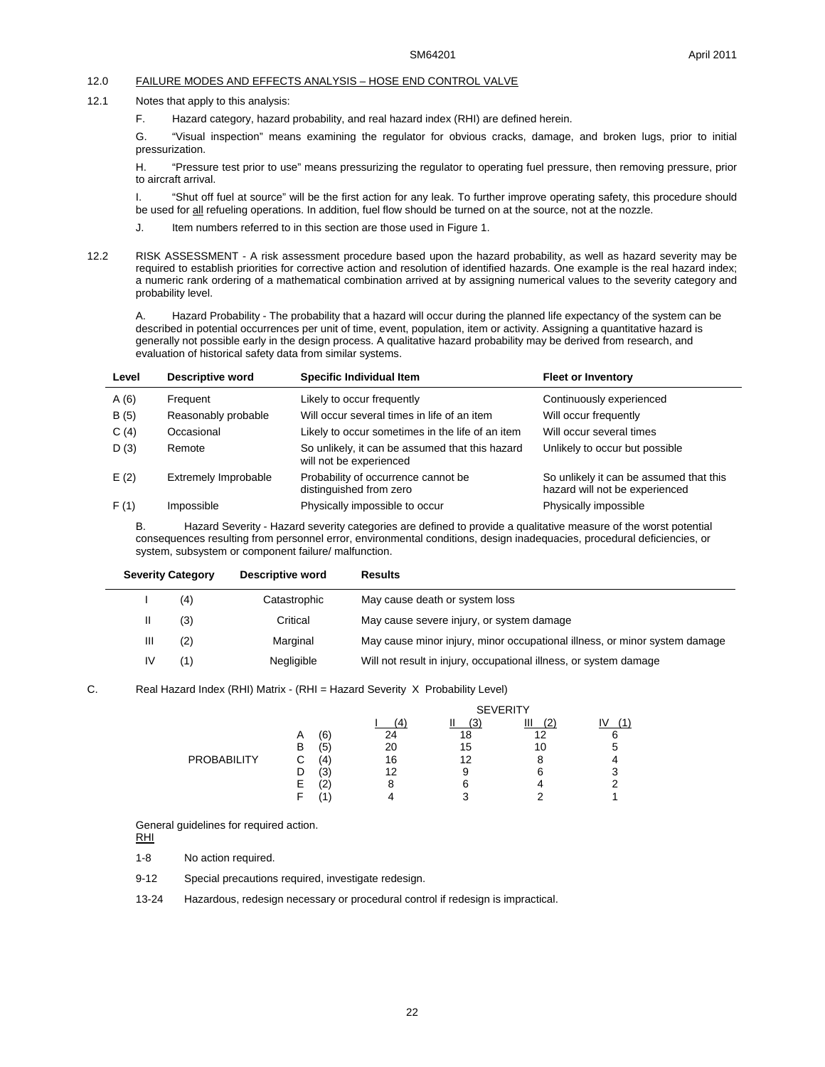## 12.0 FAILURE MODES AND EFFECTS ANALYSIS – HOSE END CONTROL VALVE

12.1 Notes that apply to this analysis:

F. Hazard category, hazard probability, and real hazard index (RHI) are defined herein.

G. "Visual inspection" means examining the regulator for obvious cracks, damage, and broken lugs, prior to initial pressurization.

H. "Pressure test prior to use" means pressurizing the regulator to operating fuel pressure, then removing pressure, prior to aircraft arrival.

I. "Shut off fuel at source" will be the first action for any leak. To further improve operating safety, this procedure should be used for all refueling operations. In addition, fuel flow should be turned on at the source, not at the nozzle.

J. Item numbers referred to in this section are those used in Figure 1.

12.2 RISK ASSESSMENT - A risk assessment procedure based upon the hazard probability, as well as hazard severity may be required to establish priorities for corrective action and resolution of identified hazards. One example is the real hazard index; a numeric rank ordering of a mathematical combination arrived at by assigning numerical values to the severity category and probability level.

A. Hazard Probability - The probability that a hazard will occur during the planned life expectancy of the system can be described in potential occurrences per unit of time, event, population, item or activity. Assigning a quantitative hazard is generally not possible early in the design process. A qualitative hazard probability may be derived from research, and evaluation of historical safety data from similar systems.

| Level | Descriptive word | Specific Individual Item | Fleet or Inventory |
|---|---|---|---|
| A (6) | Frequent | Likely to occur frequently | Continuously experienced |
| B (5) | Reasonably probable | Will occur several times in life of an item | Will occur frequently |
| C (4) | Occasional | Likely to occur sometimes in the life of an item | Will occur several times |
| D (3) | Remote | So unlikely, it can be assumed that this hazard will not be experienced | Unlikely to occur but possible |
| E (2) | Extremely Improbable | Probability of occurrence cannot be distinguished from zero | So unlikely it can be assumed that this hazard will not be experienced |
| F (1) | Impossible | Physically impossible to occur | Physically impossible |

B. Hazard Severity - Hazard severity categories are defined to provide a qualitative measure of the worst potential consequences resulting from personnel error, environmental conditions, design inadequacies, procedural deficiencies, or system, subsystem or component failure/ malfunction.

| Severity Category | | Descriptive word | Results |
|---|---|---|---|
| I | (4) | Catastrophic | May cause death or system loss |
| II | (3) | Critical | May cause severe injury, or system damage |
| III | (2) | Marginal | May cause minor injury, minor occupational illness, or minor system damage |
| IV | (1) | Negligible | Will not result in injury, occupational illness, or system damage |

C. Real Hazard Index (RHI) Matrix - (RHI = Hazard Severity X Probability Level)

| | | SEVERITY | | | |
|---|---|---|---|---|---|
| | | I (4) | II (3) | III (2) | IV (1) |
| PROBABILITY | A (6) | 24 | 18 | 12 | 6 |
| | B (5) | 20 | 15 | 10 | 5 |
| | C (4) | 16 | 12 | 8 | 4 |
| | D (3) | 12 | 9 | 6 | 3 |
| | E (2) | 8 | 6 | 4 | 2 |
| | F (1) | 4 | 3 | 2 | 1 |

General guidelines for required action.

RHI

1-8 No action required.

9-12 Special precautions required, investigate redesign.

13-24 Hazardous, redesign necessary or procedural control if redesign is impractical.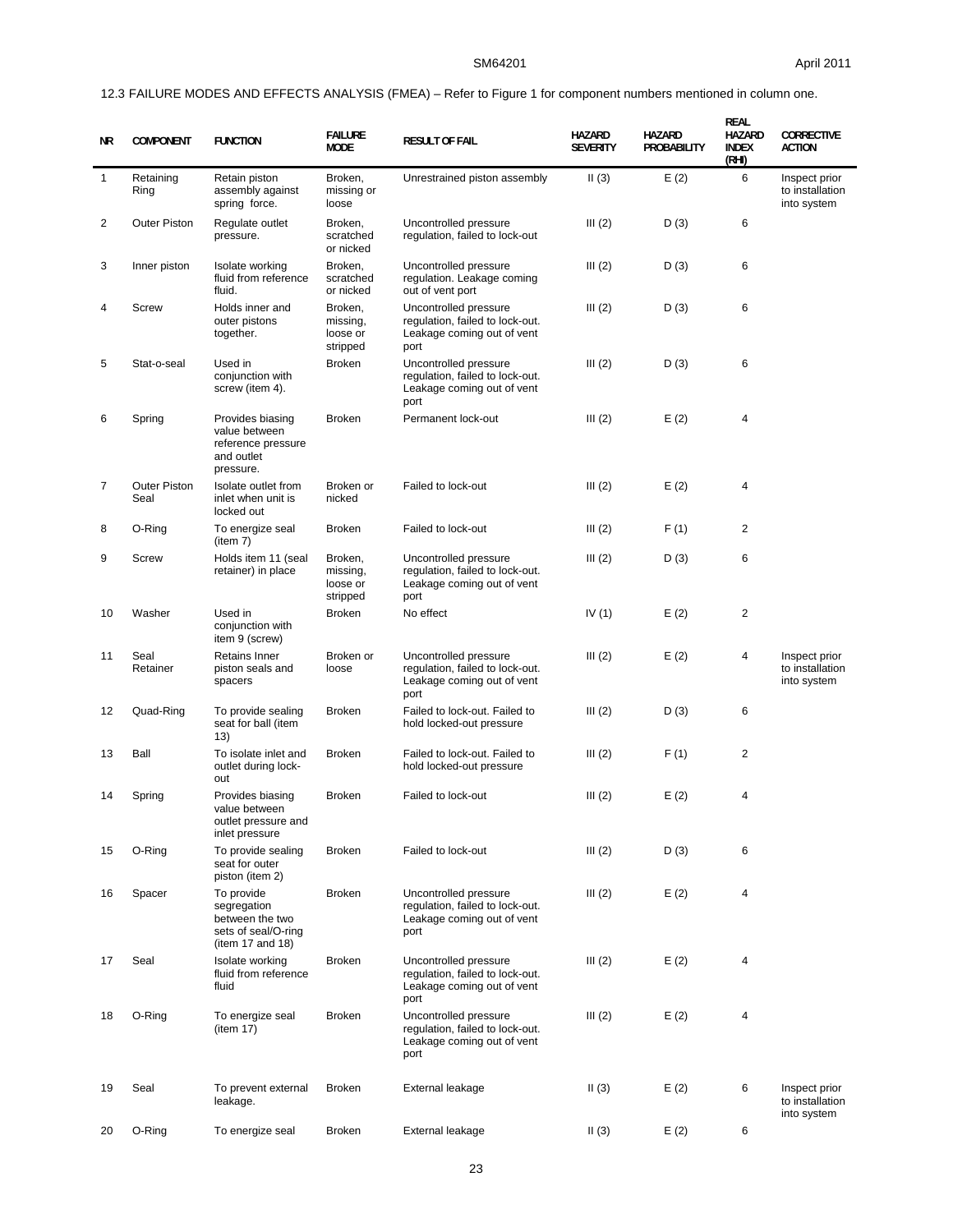12.3 FAILURE MODES AND EFFECTS ANALYSIS (FMEA) – Refer to Figure 1 for component numbers mentioned in column one.

| NR | COMPONENT | FUNCTION | FAILURE MODE | RESULT OF FAIL | HAZARD SEVERITY | HAZARD PROBABILITY | REAL HAZARD INDEX (RHI) | CORRECTIVE ACTION |
|---|---|---|---|---|---|---|---|---|
| 1 | Retaining Ring | Retain piston assembly against spring force. | Broken, missing or loose | Unrestrained piston assembly | II (3) | E (2) | 6 | Inspect prior to installation into system |
| 2 | Outer Piston | Regulate outlet pressure. | Broken, scratched or nicked | Uncontrolled pressure regulation, failed to lock-out | III (2) | D (3) | 6 | |
| 3 | Inner piston | Isolate working fluid from reference fluid. | Broken, scratched or nicked | Uncontrolled pressure regulation. Leakage coming out of vent port | III (2) | D (3) | 6 | |
| 4 | Screw | Holds inner and outer pistons together. | Broken, missing, loose or stripped | Uncontrolled pressure regulation, failed to lock-out. Leakage coming out of vent port | III (2) | D (3) | 6 | |
| 5 | Stat-o-seal | Used in conjunction with screw (item 4). | Broken | Uncontrolled pressure regulation, failed to lock-out. Leakage coming out of vent port | III (2) | D (3) | 6 | |
| 6 | Spring | Provides biasing value between reference pressure and outlet pressure. | Broken | Permanent lock-out | III (2) | E (2) | 4 | |
| 7 | Outer Piston Seal | Isolate outlet from inlet when unit is locked out | Broken or nicked | Failed to lock-out | III (2) | E (2) | 4 | |
| 8 | O-Ring | To energize seal (item 7) | Broken | Failed to lock-out | III (2) | F (1) | 2 | |
| 9 | Screw | Holds item 11 (seal retainer) in place | Broken, missing, loose or stripped | Uncontrolled pressure regulation, failed to lock-out. Leakage coming out of vent port | III (2) | D (3) | 6 | |
| 10 | Washer | Used in conjunction with item 9 (screw) | Broken | No effect | IV (1) | E (2) | 2 | |
| 11 | Seal Retainer | Retains Inner piston seals and spacers | Broken or loose | Uncontrolled pressure regulation, failed to lock-out. Leakage coming out of vent port | III (2) | E (2) | 4 | Inspect prior to installation into system |
| 12 | Quad-Ring | To provide sealing seat for ball (item 13) | Broken | Failed to lock-out. Failed to hold locked-out pressure | III (2) | D (3) | 6 | |
| 13 | Ball | To isolate inlet and outlet during lock-out | Broken | Failed to lock-out. Failed to hold locked-out pressure | III (2) | F (1) | 2 | |
| 14 | Spring | Provides biasing value between outlet pressure and inlet pressure | Broken | Failed to lock-out | III (2) | E (2) | 4 | |
| 15 | O-Ring | To provide sealing seat for outer piston (item 2) | Broken | Failed to lock-out | III (2) | D (3) | 6 | |
| 16 | Spacer | To provide segregation between the two sets of seal/O-ring (item 17 and 18) | Broken | Uncontrolled pressure regulation, failed to lock-out. Leakage coming out of vent port | III (2) | E (2) | 4 | |
| 17 | Seal | Isolate working fluid from reference fluid | Broken | Uncontrolled pressure regulation, failed to lock-out. Leakage coming out of vent port | III (2) | E (2) | 4 | |
| 18 | O-Ring | To energize seal (item 17) | Broken | Uncontrolled pressure regulation, failed to lock-out. Leakage coming out of vent port | III (2) | E (2) | 4 | |
| 19 | Seal | To prevent external leakage. | Broken | External leakage | II (3) | E (2) | 6 | Inspect prior to installation into system |
| 20 | O-Ring | To energize seal | Broken | External leakage | II (3) | E (2) | 6 | |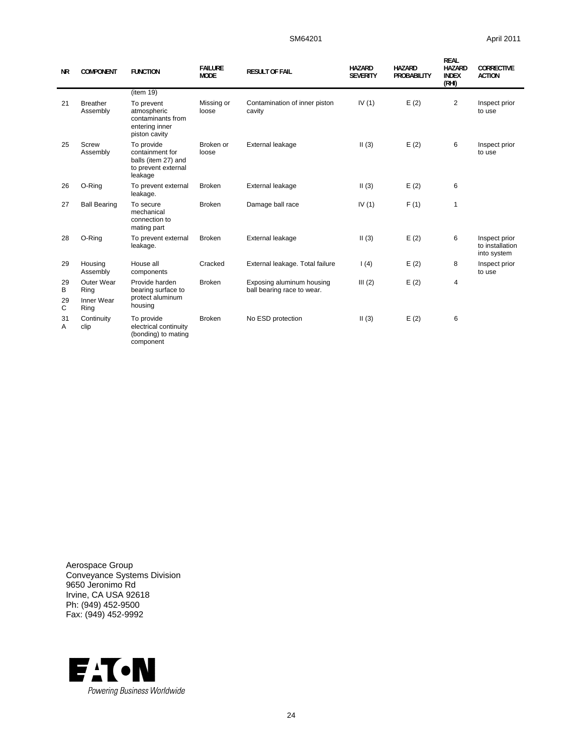| NR | COMPONENT | FUNCTION | FAILURE MODE | RESULT OF FAIL | HAZARD SEVERITY | HAZARD PROBABILITY | REAL HAZARD INDEX (RHI) | CORRECTIVE ACTION |
|---|---|---|---|---|---|---|---|---|
| | | (item 19) | | | | | | |
| 21 | Breather Assembly | To prevent atmospheric contaminants from entering inner piston cavity | Missing or loose | Contamination of inner piston cavity | IV (1) | E (2) | 2 | Inspect prior to use |
| 25 | Screw Assembly | To provide containment for balls (item 27) and to prevent external leakage | Broken or loose | External leakage | II (3) | E (2) | 6 | Inspect prior to use |
| 26 | O-Ring | To prevent external leakage. | Broken | External leakage | II (3) | E (2) | 6 | |
| 27 | Ball Bearing | To secure mechanical connection to mating part | Broken | Damage ball race | IV (1) | F (1) | 1 | |
| 28 | O-Ring | To prevent external leakage. | Broken | External leakage | II (3) | E (2) | 6 | Inspect prior to installation into system |
| 29 | Housing Assembly | House all components | Cracked | External leakage. Total failure | I (4) | E (2) | 8 | Inspect prior to use |
| 29 B<br>29 C | Outer Wear Ring<br>Inner Wear Ring | Provide harden bearing surface to protect aluminum housing | Broken | Exposing aluminum housing ball bearing race to wear. | III (2) | E (2) | 4 | |
| 31 A | Continuity clip | To provide electrical continuity (bonding) to mating component | Broken | No ESD protection | II (3) | E (2) | 6 | |

Aerospace Group
Conveyance Systems Division
9650 Jeronimo Rd
Irvine, CA USA 92618
Ph: (949) 452-9500
Fax: (949) 452-9992

EATON
*Powering Business Worldwide*